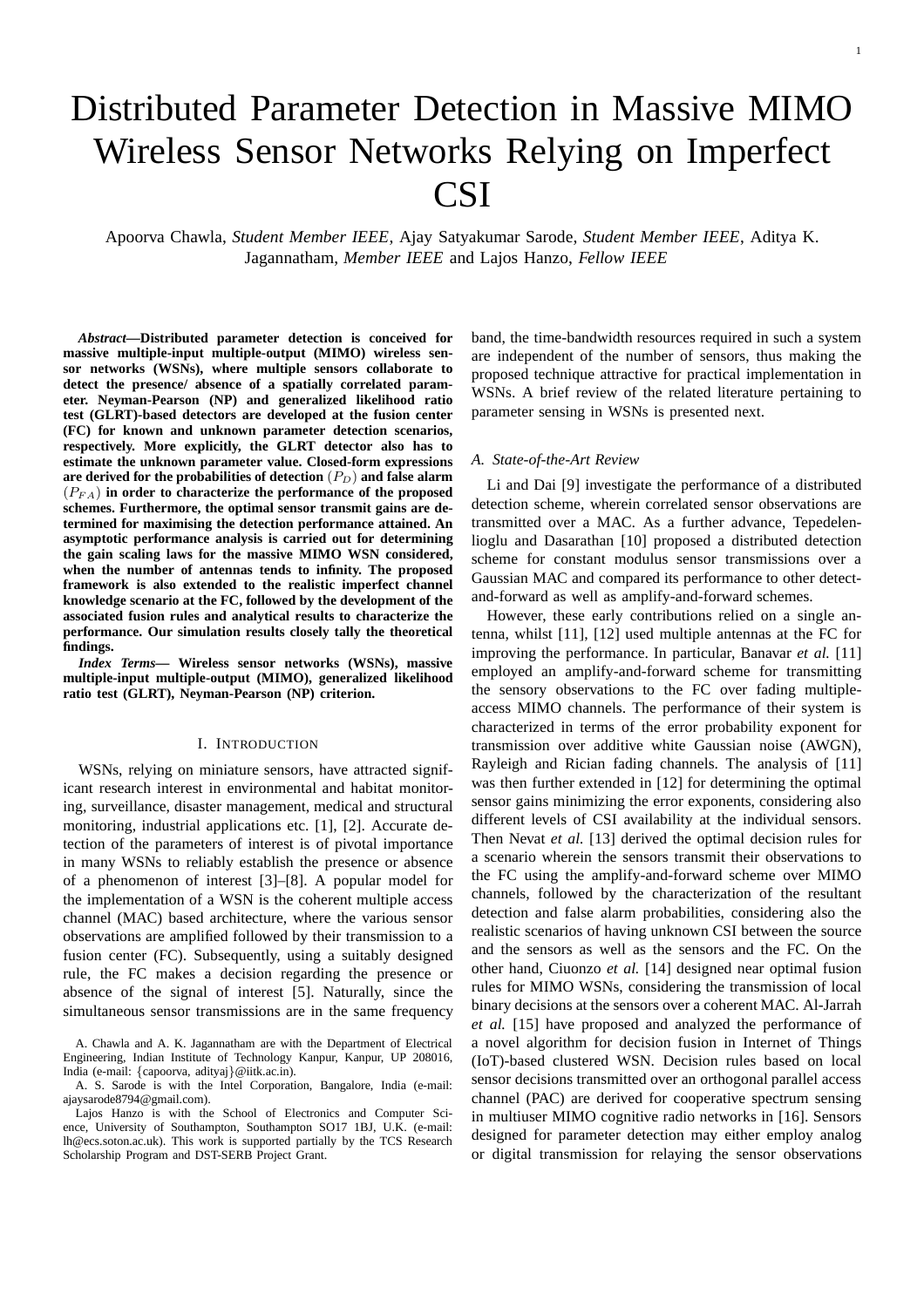# Distributed Parameter Detection in Massive MIMO Wireless Sensor Networks Relying on Imperfect CSI

Apoorva Chawla, *Student Member IEEE*, Ajay Satyakumar Sarode, *Student Member IEEE*, Aditya K. Jagannatham, *Member IEEE* and Lajos Hanzo, *Fellow IEEE*

***Abstract*—Distributed parameter detection is conceived for massive multiple-input multiple-output (MIMO) wireless sensor networks (WSNs), where multiple sensors collaborate to detect the presence/ absence of a spatially correlated parameter. Neyman-Pearson (NP) and generalized likelihood ratio test (GLRT)-based detectors are developed at the fusion center (FC) for known and unknown parameter detection scenarios, respectively. More explicitly, the GLRT detector also has to estimate the unknown parameter value. Closed-form expressions are derived for the probabilities of detection $(P_D)$ and false alarm $(P_{FA})$ in order to characterize the performance of the proposed schemes. Furthermore, the optimal sensor transmit gains are determined for maximising the detection performance attained. An asymptotic performance analysis is carried out for determining the gain scaling laws for the massive MIMO WSN considered, when the number of antennas tends to infinity. The proposed framework is also extended to the realistic imperfect channel knowledge scenario at the FC, followed by the development of the associated fusion rules and analytical results to characterize the performance. Our simulation results closely tally the theoretical findings.**

***Index Terms*— Wireless sensor networks (WSNs), massive multiple-input multiple-output (MIMO), generalized likelihood ratio test (GLRT), Neyman-Pearson (NP) criterion.**

## I. Introduction

WSNs, relying on miniature sensors, have attracted significant research interest in environmental and habitat monitoring, surveillance, disaster management, medical and structural monitoring, industrial applications etc. [1], [2]. Accurate detection of the parameters of interest is of pivotal importance in many WSNs to reliably establish the presence or absence of a phenomenon of interest [3]–[8]. A popular model for the implementation of a WSN is the coherent multiple access channel (MAC) based architecture, where the various sensor observations are amplified followed by their transmission to a fusion center (FC). Subsequently, using a suitably designed rule, the FC makes a decision regarding the presence or absence of the signal of interest [5]. Naturally, since the simultaneous sensor transmissions are in the same frequency band, the time-bandwidth resources required in such a system are independent of the number of sensors, thus making the proposed technique attractive for practical implementation in WSNs. A brief review of the related literature pertaining to parameter sensing in WSNs is presented next.

A. Chawla and A. K. Jagannatham are with the Department of Electrical Engineering, Indian Institute of Technology Kanpur, Kanpur, UP 208016, India (e-mail: {capoorva, adityaj}@iitk.ac.in).

A. S. Sarode is with the Intel Corporation, Bangalore, India (e-mail: ajaysarode8794@gmail.com).

Lajos Hanzo is with the School of Electronics and Computer Science, University of Southampton, Southampton SO17 1BJ, U.K. (e-mail: lh@ecs.soton.ac.uk). This work is supported partially by the TCS Research Scholarship Program and DST-SERB Project Grant.

### A. State-of-the-Art Review

Li and Dai [9] investigate the performance of a distributed detection scheme, wherein correlated sensor observations are transmitted over a MAC. As a further advance, Tepedelenlioglu and Dasarathan [10] proposed a distributed detection scheme for constant modulus sensor transmissions over a Gaussian MAC and compared its performance to other detect-and-forward as well as amplify-and-forward schemes.

However, these early contributions relied on a single antenna, whilst [11], [12] used multiple antennas at the FC for improving the performance. In particular, Banavar *et al.* [11] employed an amplify-and-forward scheme for transmitting the sensory observations to the FC over fading multiple-access MIMO channels. The performance of their system is characterized in terms of the error probability exponent for transmission over additive white Gaussian noise (AWGN), Rayleigh and Rician fading channels. The analysis of [11] was then further extended in [12] for determining the optimal sensor gains minimizing the error exponents, considering also different levels of CSI availability at the individual sensors. Then Nevat *et al.* [13] derived the optimal decision rules for a scenario wherein the sensors transmit their observations to the FC using the amplify-and-forward scheme over MIMO channels, followed by the characterization of the resultant detection and false alarm probabilities, considering also the realistic scenarios of having unknown CSI between the source and the sensors as well as the sensors and the FC. On the other hand, Ciuonzo *et al.* [14] designed near optimal fusion rules for MIMO WSNs, considering the transmission of local binary decisions at the sensors over a coherent MAC. Al-Jarrah *et al.* [15] have proposed and analyzed the performance of a novel algorithm for decision fusion in Internet of Things (IoT)-based clustered WSN. Decision rules based on local sensor decisions transmitted over an orthogonal parallel access channel (PAC) are derived for cooperative spectrum sensing in multiuser MIMO cognitive radio networks in [16]. Sensors designed for parameter detection may either employ analog or digital transmission for relaying the sensor observations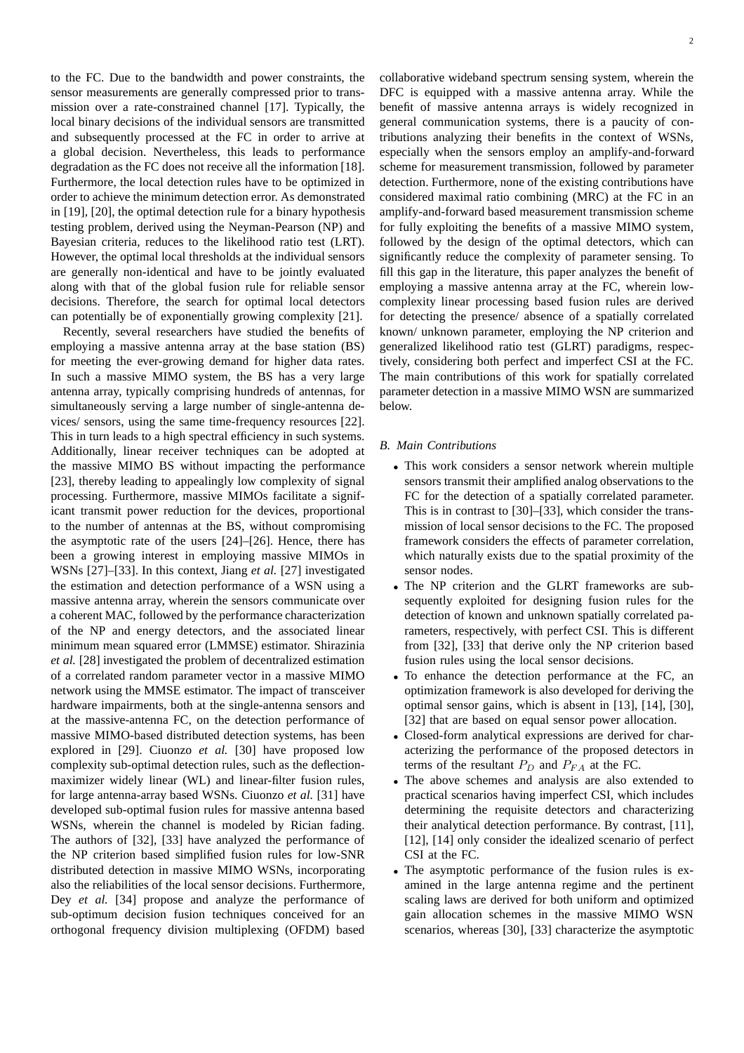to the FC. Due to the bandwidth and power constraints, the sensor measurements are generally compressed prior to transmission over a rate-constrained channel [17]. Typically, the local binary decisions of the individual sensors are transmitted and subsequently processed at the FC in order to arrive at a global decision. Nevertheless, this leads to performance degradation as the FC does not receive all the information [18]. Furthermore, the local detection rules have to be optimized in order to achieve the minimum detection error. As demonstrated in [19], [20], the optimal detection rule for a binary hypothesis testing problem, derived using the Neyman-Pearson (NP) and Bayesian criteria, reduces to the likelihood ratio test (LRT). However, the optimal local thresholds at the individual sensors are generally non-identical and have to be jointly evaluated along with that of the global fusion rule for reliable sensor decisions. Therefore, the search for optimal local detectors can potentially be of exponentially growing complexity [21].

Recently, several researchers have studied the benefits of employing a massive antenna array at the base station (BS) for meeting the ever-growing demand for higher data rates. In such a massive MIMO system, the BS has a very large antenna array, typically comprising hundreds of antennas, for simultaneously serving a large number of single-antenna devices/ sensors, using the same time-frequency resources [22]. This in turn leads to a high spectral efficiency in such systems. Additionally, linear receiver techniques can be adopted at the massive MIMO BS without impacting the performance [23], thereby leading to appealingly low complexity of signal processing. Furthermore, massive MIMOs facilitate a significant transmit power reduction for the devices, proportional to the number of antennas at the BS, without compromising the asymptotic rate of the users [24]–[26]. Hence, there has been a growing interest in employing massive MIMOs in WSNs [27]–[33]. In this context, Jiang *et al.* [27] investigated the estimation and detection performance of a WSN using a massive antenna array, wherein the sensors communicate over a coherent MAC, followed by the performance characterization of the NP and energy detectors, and the associated linear minimum mean squared error (LMMSE) estimator. Shirazinia *et al.* [28] investigated the problem of decentralized estimation of a correlated random parameter vector in a massive MIMO network using the MMSE estimator. The impact of transceiver hardware impairments, both at the single-antenna sensors and at the massive-antenna FC, on the detection performance of massive MIMO-based distributed detection systems, has been explored in [29]. Ciuonzo *et al.* [30] have proposed low complexity sub-optimal detection rules, such as the deflection-maximizer widely linear (WL) and linear-filter fusion rules, for large antenna-array based WSNs. Ciuonzo *et al.* [31] have developed sub-optimal fusion rules for massive antenna based WSNs, wherein the channel is modeled by Rician fading. The authors of [32], [33] have analyzed the performance of the NP criterion based simplified fusion rules for low-SNR distributed detection in massive MIMO WSNs, incorporating also the reliabilities of the local sensor decisions. Furthermore, Dey *et al.* [34] propose and analyze the performance of sub-optimum decision fusion techniques conceived for an orthogonal frequency division multiplexing (OFDM) based collaborative wideband spectrum sensing system, wherein the DFC is equipped with a massive antenna array. While the benefit of massive antenna arrays is widely recognized in general communication systems, there is a paucity of contributions analyzing their benefits in the context of WSNs, especially when the sensors employ an amplify-and-forward scheme for measurement transmission, followed by parameter detection. Furthermore, none of the existing contributions have considered maximal ratio combining (MRC) at the FC in an amplify-and-forward based measurement transmission scheme for fully exploiting the benefits of a massive MIMO system, followed by the design of the optimal detectors, which can significantly reduce the complexity of parameter sensing. To fill this gap in the literature, this paper analyzes the benefit of employing a massive antenna array at the FC, wherein low-complexity linear processing based fusion rules are derived for detecting the presence/ absence of a spatially correlated known/ unknown parameter, employing the NP criterion and generalized likelihood ratio test (GLRT) paradigms, respectively, considering both perfect and imperfect CSI at the FC. The main contributions of this work for spatially correlated parameter detection in a massive MIMO WSN are summarized below.

### B. Main Contributions

- This work considers a sensor network wherein multiple sensors transmit their amplified analog observations to the FC for the detection of a spatially correlated parameter. This is in contrast to [30]–[33], which consider the transmission of local sensor decisions to the FC. The proposed framework considers the effects of parameter correlation, which naturally exists due to the spatial proximity of the sensor nodes.
- The NP criterion and the GLRT frameworks are subsequently exploited for designing fusion rules for the detection of known and unknown spatially correlated parameters, respectively, with perfect CSI. This is different from [32], [33] that derive only the NP criterion based fusion rules using the local sensor decisions.
- To enhance the detection performance at the FC, an optimization framework is also developed for deriving the optimal sensor gains, which is absent in [13], [14], [30], [32] that are based on equal sensor power allocation.
- Closed-form analytical expressions are derived for characterizing the performance of the proposed detectors in terms of the resultant $P_D$ and $P_{FA}$ at the FC.
- The above schemes and analysis are also extended to practical scenarios having imperfect CSI, which includes determining the requisite detectors and characterizing their analytical detection performance. By contrast, [11], [12], [14] only consider the idealized scenario of perfect CSI at the FC.
- The asymptotic performance of the fusion rules is examined in the large antenna regime and the pertinent scaling laws are derived for both uniform and optimized gain allocation schemes in the massive MIMO WSN scenarios, whereas [30], [33] characterize the asymptotic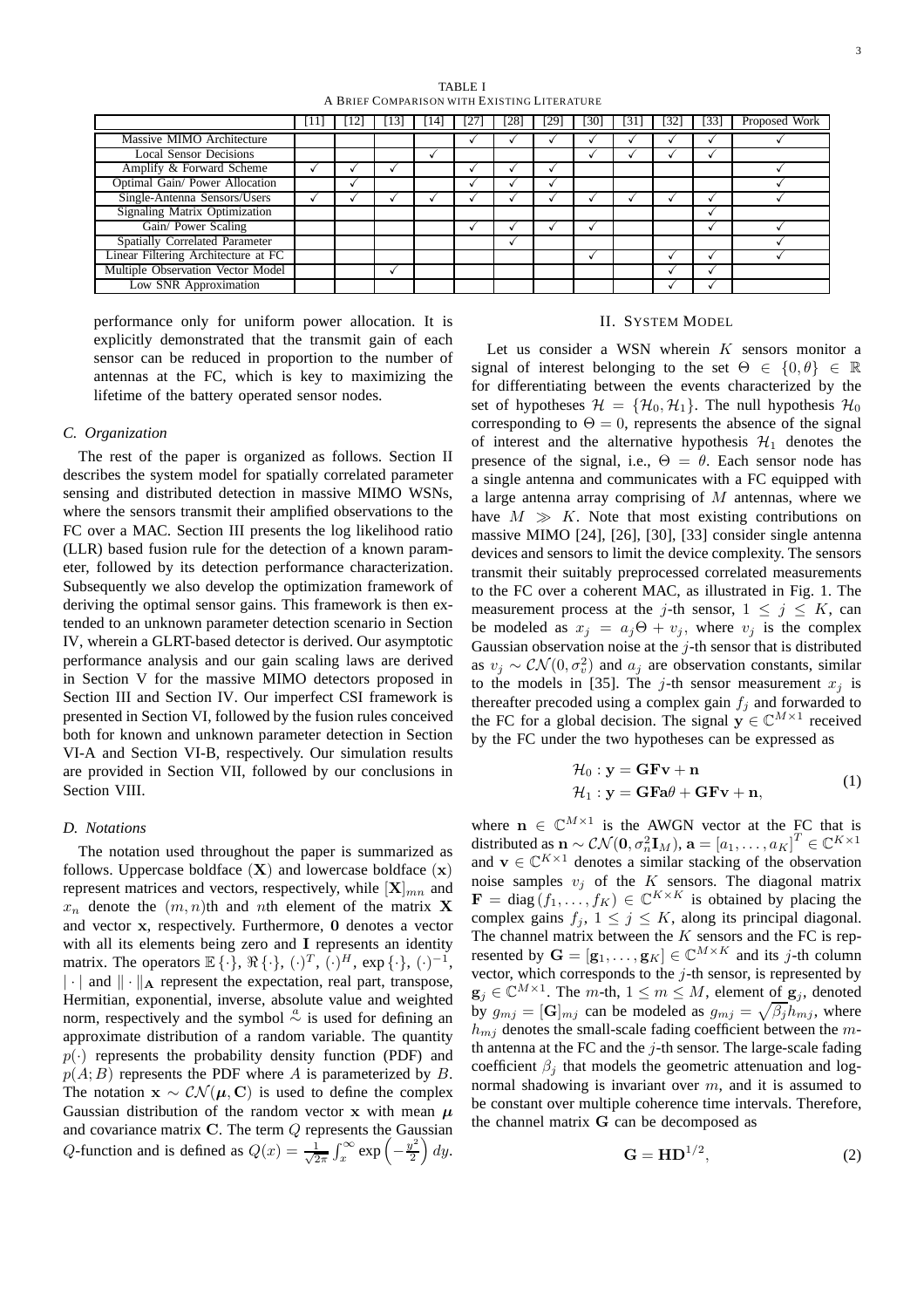TABLE I

A Brief Comparison with Existing Literature

| | [11] | [12] | [13] | [14] | [27] | [28] | [29] | [30] | [31] | [32] | [33] | Proposed Work |
|---|---|---|---|---|---|---|---|---|---|---|---|---|
| Massive MIMO Architecture | | | | | ✓ | ✓ | ✓ | ✓ | ✓ | ✓ | ✓ | ✓ |
| Local Sensor Decisions | | | | ✓ | | | | ✓ | ✓ | ✓ | ✓ | |
| Amplify & Forward Scheme | ✓ | ✓ | ✓ | | ✓ | ✓ | ✓ | | | | | ✓ |
| Optimal Gain/ Power Allocation | | ✓ | | | ✓ | ✓ | ✓ | | | | | ✓ |
| Single-Antenna Sensors/Users | ✓ | ✓ | ✓ | ✓ | ✓ | ✓ | ✓ | ✓ | ✓ | ✓ | ✓ | ✓ |
| Signaling Matrix Optimization | | | | | | | | | | | ✓ | |
| Gain/ Power Scaling | | | | | ✓ | ✓ | ✓ | ✓ | | | ✓ | ✓ |
| Spatially Correlated Parameter | | | | | | ✓ | | | | | | ✓ |
| Linear Filtering Architecture at FC | | | | | | | | ✓ | | ✓ | ✓ | ✓ |
| Multiple Observation Vector Model | | | ✓ | | | | | | | ✓ | ✓ | |
| Low SNR Approximation | | | | | | | | | | ✓ | ✓ | |

performance only for uniform power allocation. It is explicitly demonstrated that the transmit gain of each sensor can be reduced in proportion to the number of antennas at the FC, which is key to maximizing the lifetime of the battery operated sensor nodes.

### C. Organization

The rest of the paper is organized as follows. Section II describes the system model for spatially correlated parameter sensing and distributed detection in massive MIMO WSNs, where the sensors transmit their amplified observations to the FC over a MAC. Section III presents the log likelihood ratio (LLR) based fusion rule for the detection of a known parameter, followed by its detection performance characterization. Subsequently we also develop the optimization framework of deriving the optimal sensor gains. This framework is then extended to an unknown parameter detection scenario in Section IV, wherein a GLRT-based detector is derived. Our asymptotic performance analysis and our gain scaling laws are derived in Section V for the massive MIMO detectors proposed in Section III and Section IV. Our imperfect CSI framework is presented in Section VI, followed by the fusion rules conceived both for known and unknown parameter detection in Section VI-A and Section VI-B, respectively. Our simulation results are provided in Section VII, followed by our conclusions in Section VIII.

### D. Notations

The notation used throughout the paper is summarized as follows. Uppercase boldface $(\mathbf{X})$ and lowercase boldface $(\mathbf{x})$ represent matrices and vectors, respectively, while $[\mathbf{X}]_{mn}$ and $x_n$ denote the $(m,n)$th and $n$th element of the matrix $\mathbf{X}$ and vector $\mathbf{x}$, respectively. Furthermore, $\mathbf{0}$ denotes a vector with all its elements being zero and $\mathbf{I}$ represents an identity matrix. The operators $\mathbb{E}\{\cdot\}$, $\Re\{\cdot\}$, $(\cdot)^T$, $(\cdot)^H$, $\exp\{\cdot\}$, $(\cdot)^{-1}$, $|\cdot|$ and $\|\cdot\|_{\mathbf{A}}$ represent the expectation, real part, transpose, Hermitian, exponential, inverse, absolute value and weighted norm, respectively and the symbol $\overset{a}{\sim}$ is used for defining an approximate distribution of a random variable. The quantity $p(\cdot)$ represents the probability density function (PDF) and $p(A;B)$ represents the PDF where $A$ is parameterized by $B$. The notation $\mathbf{x} \sim \mathcal{CN}(\boldsymbol{\mu}, \mathbf{C})$ is used to define the complex Gaussian distribution of the random vector $\mathbf{x}$ with mean $\boldsymbol{\mu}$ and covariance matrix $\mathbf{C}$. The term $Q$ represents the Gaussian $Q$-function and is defined as $Q(x) = \frac{1}{\sqrt{2\pi}} \int_x^\infty \exp\left(-\frac{y^2}{2}\right) dy$.

## II. System Model

Let us consider a WSN wherein $K$ sensors monitor a signal of interest belonging to the set $\Theta \in \{0, \theta\} \in \mathbb{R}$ for differentiating between the events characterized by the set of hypotheses $\mathcal{H} = \{\mathcal{H}_0, \mathcal{H}_1\}$. The null hypothesis $\mathcal{H}_0$ corresponding to $\Theta = 0$, represents the absence of the signal of interest and the alternative hypothesis $\mathcal{H}_1$ denotes the presence of the signal, i.e., $\Theta = \theta$. Each sensor node has a single antenna and communicates with a FC equipped with a large antenna array comprising of $M$ antennas, where we have $M \gg K$. Note that most existing contributions on massive MIMO [24], [26], [30], [33] consider single antenna devices and sensors to limit the device complexity. The sensors transmit their suitably preprocessed correlated measurements to the FC over a coherent MAC, as illustrated in Fig. 1. The measurement process at the $j$-th sensor, $1 \leq j \leq K$, can be modeled as $x_j = a_j \Theta + v_j$, where $v_j$ is the complex Gaussian observation noise at the $j$-th sensor that is distributed as $v_j \sim \mathcal{CN}(0, \sigma_v^2)$ and $a_j$ are observation constants, similar to the models in [35]. The $j$-th sensor measurement $x_j$ is thereafter precoded using a complex gain $f_j$ and forwarded to the FC for a global decision. The signal $\mathbf{y} \in \mathbb{C}^{M \times 1}$ received by the FC under the two hypotheses can be expressed as

$$
\begin{aligned}
\mathcal{H}_0 &: \mathbf{y} = \mathbf{G}\mathbf{F}\mathbf{v} + \mathbf{n} \\
\mathcal{H}_1 &: \mathbf{y} = \mathbf{G}\mathbf{F}\mathbf{a}\theta + \mathbf{G}\mathbf{F}\mathbf{v} + \mathbf{n},
\end{aligned} \tag{1}
$$

where $\mathbf{n} \in \mathbb{C}^{M \times 1}$ is the AWGN vector at the FC that is distributed as $\mathbf{n} \sim \mathcal{CN}(\mathbf{0}, \sigma_n^2 \mathbf{I}_M)$, $\mathbf{a} = [a_1, \ldots, a_K]^T \in \mathbb{C}^{K \times 1}$ and $\mathbf{v} \in \mathbb{C}^{K \times 1}$ denotes a similar stacking of the observation noise samples $v_j$ of the $K$ sensors. The diagonal matrix $\mathbf{F} = \operatorname{diag}(f_1, \ldots, f_K) \in \mathbb{C}^{K \times K}$ is obtained by placing the complex gains $f_j$, $1 \leq j \leq K$, along its principal diagonal. The channel matrix between the $K$ sensors and the FC is represented by $\mathbf{G} = [\mathbf{g}_1, \ldots, \mathbf{g}_K] \in \mathbb{C}^{M \times K}$ and its $j$-th column vector, which corresponds to the $j$-th sensor, is represented by $\mathbf{g}_j \in \mathbb{C}^{M \times 1}$. The $m$-th, $1 \leq m \leq M$, element of $\mathbf{g}_j$, denoted by $g_{mj} = [\mathbf{G}]_{mj}$ can be modeled as $g_{mj} = \sqrt{\beta_j} h_{mj}$, where $h_{mj}$ denotes the small-scale fading coefficient between the $m$-th antenna at the FC and the $j$-th sensor. The large-scale fading coefficient $\beta_j$ that models the geometric attenuation and log-normal shadowing is invariant over $m$, and it is assumed to be constant over multiple coherence time intervals. Therefore, the channel matrix $\mathbf{G}$ can be decomposed as

$$
\mathbf{G} = \mathbf{H}\mathbf{D}^{1/2}, \tag{2}
$$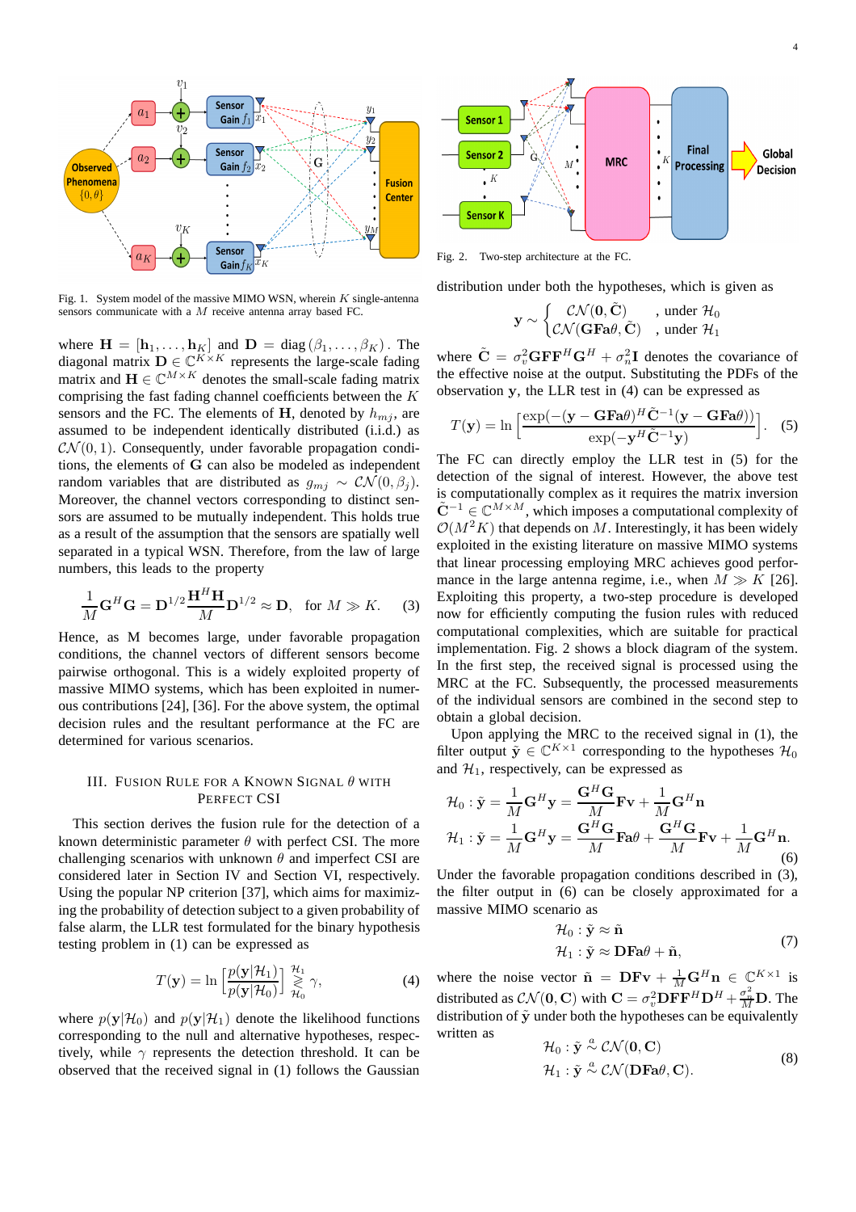Fig. 1. System model of the massive MIMO WSN, wherein $K$ single-antenna sensors communicate with a $M$ receive antenna array based FC.

where $\mathbf{H} = [\mathbf{h}_1, \ldots, \mathbf{h}_K]$ and $\mathbf{D} = \text{diag}(\beta_1, \ldots, \beta_K)$. The diagonal matrix $\mathbf{D} \in \mathbb{C}^{K\times K}$ represents the large-scale fading matrix and $\mathbf{H} \in \mathbb{C}^{M\times K}$ denotes the small-scale fading matrix comprising the fast fading channel coefficients between the $K$ sensors and the FC. The elements of $\mathbf{H}$, denoted by $h_{mj}$, are assumed to be independent identically distributed (i.i.d.) as $\mathcal{CN}(0,1)$. Consequently, under favorable propagation conditions, the elements of $\mathbf{G}$ can also be modeled as independent random variables that are distributed as $g_{mj} \sim \mathcal{CN}(0, \beta_j)$. Moreover, the channel vectors corresponding to distinct sensors are assumed to be mutually independent. This holds true as a result of the assumption that the sensors are spatially well separated in a typical WSN. Therefore, from the law of large numbers, this leads to the property

$$\frac{1}{M}\mathbf{G}^H\mathbf{G} = \mathbf{D}^{1/2}\frac{\mathbf{H}^H\mathbf{H}}{M}\mathbf{D}^{1/2} \approx \mathbf{D}, \quad \text{for } M \gg K. \tag{3}$$

Hence, as M becomes large, under favorable propagation conditions, the channel vectors of different sensors become pairwise orthogonal. This is a widely exploited property of massive MIMO systems, which has been exploited in numerous contributions [24], [36]. For the above system, the optimal decision rules and the resultant performance at the FC are determined for various scenarios.

## III. Fusion Rule for a Known Signal $\theta$ with Perfect CSI

This section derives the fusion rule for the detection of a known deterministic parameter $\theta$ with perfect CSI. The more challenging scenarios with unknown $\theta$ and imperfect CSI are considered later in Section IV and Section VI, respectively. Using the popular NP criterion [37], which aims for maximizing the probability of detection subject to a given probability of false alarm, the LLR test formulated for the binary hypothesis testing problem in (1) can be expressed as

$$T(\mathbf{y}) = \ln\left[\frac{p(\mathbf{y}|\mathcal{H}_1)}{p(\mathbf{y}|\mathcal{H}_0)}\right] \underset{\mathcal{H}_0}{\overset{\mathcal{H}_1}{\gtrless}} \gamma, \tag{4}$$

where $p(\mathbf{y}|\mathcal{H}_0)$ and $p(\mathbf{y}|\mathcal{H}_1)$ denote the likelihood functions corresponding to the null and alternative hypotheses, respectively, while $\gamma$ represents the detection threshold. It can be observed that the received signal in (1) follows the Gaussian distribution under both the hypotheses, which is given as

$$\mathbf{y} \sim \begin{cases} \mathcal{CN}(\mathbf{0}, \tilde{\mathbf{C}}) & \text{, under } \mathcal{H}_0 \\ \mathcal{CN}(\mathbf{GFa}\theta, \tilde{\mathbf{C}}) & \text{, under } \mathcal{H}_1 \end{cases}$$

where $\tilde{\mathbf{C}} = \sigma_v^2\mathbf{GFF}^H\mathbf{G}^H + \sigma_n^2\mathbf{I}$ denotes the covariance of the effective noise at the output. Substituting the PDFs of the observation $\mathbf{y}$, the LLR test in (4) can be expressed as

$$T(\mathbf{y}) = \ln\left[\frac{\exp(-(\mathbf{y}-\mathbf{GFa}\theta)^H\tilde{\mathbf{C}}^{-1}(\mathbf{y}-\mathbf{GFa}\theta))}{\exp(-\mathbf{y}^H\tilde{\mathbf{C}}^{-1}\mathbf{y})}\right]. \tag{5}$$

The FC can directly employ the LLR test in (5) for the detection of the signal of interest. However, the above test is computationally complex as it requires the matrix inversion $\tilde{\mathbf{C}}^{-1} \in \mathbb{C}^{M\times M}$, which imposes a computational complexity of $\mathcal{O}(M^2K)$ that depends on $M$. Interestingly, it has been widely exploited in the existing literature on massive MIMO systems that linear processing employing MRC achieves good performance in the large antenna regime, i.e., when $M \gg K$ [26]. Exploiting this property, a two-step procedure is developed now for efficiently computing the fusion rules with reduced computational complexities, which are suitable for practical implementation. Fig. 2 shows a block diagram of the system. In the first step, the received signal is processed using the MRC at the FC. Subsequently, the processed measurements of the individual sensors are combined in the second step to obtain a global decision.

Fig. 2. Two-step architecture at the FC.

Upon applying the MRC to the received signal in (1), the filter output $\tilde{\mathbf{y}} \in \mathbb{C}^{K\times 1}$ corresponding to the hypotheses $\mathcal{H}_0$ and $\mathcal{H}_1$, respectively, can be expressed as

$$\begin{aligned} \mathcal{H}_0 &: \tilde{\mathbf{y}} = \frac{1}{M}\mathbf{G}^H\mathbf{y} = \frac{\mathbf{G}^H\mathbf{G}}{M}\mathbf{F}\mathbf{v} + \frac{1}{M}\mathbf{G}^H\mathbf{n} \\ \mathcal{H}_1 &: \tilde{\mathbf{y}} = \frac{1}{M}\mathbf{G}^H\mathbf{y} = \frac{\mathbf{G}^H\mathbf{G}}{M}\mathbf{Fa}\theta + \frac{\mathbf{G}^H\mathbf{G}}{M}\mathbf{F}\mathbf{v} + \frac{1}{M}\mathbf{G}^H\mathbf{n}. \end{aligned} \tag{6}$$

Under the favorable propagation conditions described in (3), the filter output in (6) can be closely approximated for a massive MIMO scenario as

$$\begin{aligned} \mathcal{H}_0 &: \tilde{\mathbf{y}} \approx \tilde{\mathbf{n}} \\ \mathcal{H}_1 &: \tilde{\mathbf{y}} \approx \mathbf{DFa}\theta + \tilde{\mathbf{n}}, \end{aligned} \tag{7}$$

where the noise vector $\tilde{\mathbf{n}} = \mathbf{DFv} + \frac{1}{M}\mathbf{G}^H\mathbf{n} \in \mathbb{C}^{K\times 1}$ is distributed as $\mathcal{CN}(\mathbf{0}, \mathbf{C})$ with $\mathbf{C} = \sigma_v^2\mathbf{DFF}^H\mathbf{D}^H + \frac{\sigma_n^2}{M}\mathbf{D}$. The distribution of $\tilde{\mathbf{y}}$ under both the hypotheses can be equivalently written as

$$\begin{aligned} \mathcal{H}_0 &: \tilde{\mathbf{y}} \overset{a}{\sim} \mathcal{CN}(\mathbf{0}, \mathbf{C}) \\ \mathcal{H}_1 &: \tilde{\mathbf{y}} \overset{a}{\sim} \mathcal{CN}(\mathbf{DFa}\theta, \mathbf{C}). \end{aligned} \tag{8}$$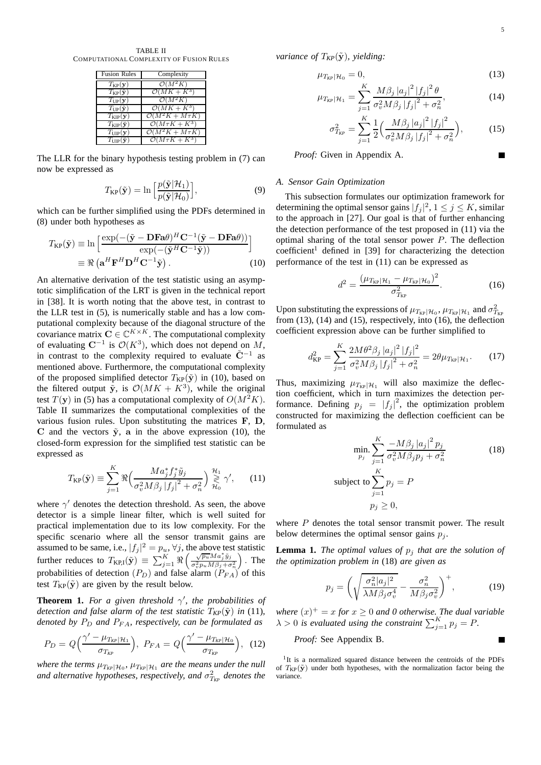TABLE II
COMPUTATIONAL COMPLEXITY OF FUSION RULES

| Fusion Rules | Complexity |
|---|---|
| $T_{\text{KP}}(\mathbf{y})$ | $\mathcal{O}(M^2K)$ |
| $T_{\text{KP}}(\tilde{\mathbf{y}})$ | $\mathcal{O}(MK+K^3)$ |
| $T_{\text{UP}}(\mathbf{y})$ | $\mathcal{O}(M^2K)$ |
| $T_{\text{UP}}(\tilde{\mathbf{y}})$ | $\mathcal{O}(MK+K^3)$ |
| $T_{\text{KIP}}(\mathbf{y})$ | $\mathcal{O}(M^2K+M\tau K)$ |
| $T_{\text{KIP}}(\tilde{\mathbf{y}})$ | $\mathcal{O}(M\tau K+K^3)$ |
| $T_{\text{UIP}}(\mathbf{y})$ | $\mathcal{O}(M^2K+M\tau K)$ |
| $T_{\text{UIP}}(\tilde{\mathbf{y}})$ | $\mathcal{O}(M\tau K+K^3)$ |

The LLR for the binary hypothesis testing problem in (7) can now be expressed as

$$T_{\text{KP}}(\tilde{\mathbf{y}}) = \ln\Big[\frac{p(\tilde{\mathbf{y}}|\mathcal{H}_1)}{p(\tilde{\mathbf{y}}|\mathcal{H}_0)}\Big], \tag{9}$$

which can be further simplified using the PDFs determined in (8) under both hypotheses as

$$\begin{aligned} T_{\text{KP}}(\tilde{\mathbf{y}}) &\equiv \ln\Big[\frac{\exp(-(\tilde{\mathbf{y}}-\mathbf{DFa}\theta)^H\mathbf{C}^{-1}(\tilde{\mathbf{y}}-\mathbf{DFa}\theta))}{\exp(-(\tilde{\mathbf{y}}^H\mathbf{C}^{-1}\tilde{\mathbf{y}}))}\Big] \\ &\equiv \Re\left(\mathbf{a}^H\mathbf{F}^H\mathbf{D}^H\mathbf{C}^{-1}\tilde{\mathbf{y}}\right). \end{aligned} \tag{10}$$

An alternative derivation of the test statistic using an asymptotic simplification of the LRT is given in the technical report in [38]. It is worth noting that the above test, in contrast to the LLR test in (5), is numerically stable and has a low computational complexity because of the diagonal structure of the covariance matrix $\mathbf{C} \in \mathbb{C}^{K\times K}$. The computational complexity of evaluating $\mathbf{C}^{-1}$ is $\mathcal{O}(K^3)$, which does not depend on $M$, in contrast to the complexity required to evaluate $\tilde{\mathbf{C}}^{-1}$ as mentioned above. Furthermore, the computational complexity of the proposed simplified detector $T_{\text{KP}}(\tilde{\mathbf{y}})$ in (10), based on the filtered output $\tilde{\mathbf{y}}$, is $\mathcal{O}(MK+K^3)$, while the original test $T(\mathbf{y})$ in (5) has a computational complexity of $O(M^2K)$. Table II summarizes the computational complexities of the various fusion rules. Upon substituting the matrices $\mathbf{F}$, $\mathbf{D}$, $\mathbf{C}$ and the vectors $\tilde{\mathbf{y}}$, $\mathbf{a}$ in the above expression (10), the closed-form expression for the simplified test statistic can be expressed as

$$T_{\text{KP}}(\tilde{\mathbf{y}}) \equiv \sum_{j=1}^{K}\Re\Big(\frac{Ma_j^*f_j^*\tilde{y}_j}{\sigma_v^2M\beta_j\left|f_j\right|^2+\sigma_n^2}\Big) \underset{\mathcal{H}_0}{\overset{\mathcal{H}_1}{\gtrless}} \gamma', \tag{11}$$

where $\gamma'$ denotes the detection threshold. As seen, the above detector is a simple linear filter, which is well suited for practical implementation due to its low complexity. For the specific scenario where all the sensor transmit gains are assumed to be same, i.e., $|f_j|^2 = p_u, \forall j$, the above test statistic further reduces to $T_{\text{KP,I}}(\tilde{\mathbf{y}}) \equiv \sum_{j=1}^{K}\Re\Big(\frac{\sqrt{p_u}Ma_j^*\tilde{y}_j}{\sigma_v^2p_uM\beta_j+\sigma_n^2}\Big)$. The probabilities of detection ($P_D$) and false alarm ($P_{FA}$) of this test $T_{\text{KP}}(\tilde{\mathbf{y}})$ are given by the result below.

**Theorem 1.** *For a given threshold $\gamma'$, the probabilities of detection and false alarm of the test statistic $T_{KP}(\tilde{\mathbf{y}})$ in* (11)*, denoted by $P_D$ and $P_{FA}$, respectively, can be formulated as*

$$P_D = Q\Big(\frac{\gamma'-\mu_{T_{\text{KP}}|\mathcal{H}_1}}{\sigma_{T_{\text{KP}}}}\Big),\ P_{FA} = Q\Big(\frac{\gamma'-\mu_{T_{\text{KP}}|\mathcal{H}_0}}{\sigma_{T_{\text{KP}}}}\Big), \tag{12}$$

*where the terms $\mu_{T_{\text{KP}}|\mathcal{H}_0}$, $\mu_{T_{\text{KP}}|\mathcal{H}_1}$ are the means under the null and alternative hypotheses, respectively, and $\sigma^2_{T_{\text{KP}}}$ denotes the variance of $T_{KP}(\tilde{\mathbf{y}})$, yielding:*

$$\mu_{T_{\text{KP}}|\mathcal{H}_0} = 0, \tag{13}$$

$$\mu_{T_{\text{KP}}|\mathcal{H}_1} = \sum_{j=1}^{K}\frac{M\beta_j\left|a_j\right|^2\left|f_j\right|^2\theta}{\sigma_v^2M\beta_j\left|f_j\right|^2+\sigma_n^2}, \tag{14}$$

$$\sigma^2_{T_{\text{KP}}} = \sum_{j=1}^{K}\frac{1}{2}\Big(\frac{M\beta_j\left|a_j\right|^2\left|f_j\right|^2}{\sigma_v^2M\beta_j\left|f_j\right|^2+\sigma_n^2}\Big), \tag{15}$$

*Proof:* Given in Appendix A. ■

### A. Sensor Gain Optimization

This subsection formulates our optimization framework for determining the optimal sensor gains $|f_j|^2, 1 \leq j \leq K$, similar to the approach in [27]. Our goal is that of further enhancing the detection performance of the test proposed in (11) via the optimal sharing of the total sensor power $P$. The deflection coefficient[1] defined in [39] for characterizing the detection performance of the test in (11) can be expressed as

$$d^2 = \frac{\left(\mu_{T_{\text{KP}}|\mathcal{H}_1}-\mu_{T_{\text{KP}}|\mathcal{H}_0}\right)^2}{\sigma^2_{T_{\text{KP}}}}. \tag{16}$$

Upon substituting the expressions of $\mu_{T_{\text{KP}}|\mathcal{H}_0}$, $\mu_{T_{\text{KP}}|\mathcal{H}_1}$ and $\sigma^2_{T_{\text{KP}}}$ from (13), (14) and (15), respectively, into (16), the deflection coefficient expression above can be further simplified to

$$d^2_{\text{KP}} = \sum_{j=1}^{K}\frac{2M\theta^2\beta_j\left|a_j\right|^2\left|f_j\right|^2}{\sigma_v^2M\beta_j\left|f_j\right|^2+\sigma_n^2} = 2\theta\mu_{T_{\text{KP}}|\mathcal{H}_1}. \tag{17}$$

Thus, maximizing $\mu_{T_{\text{KP}}|\mathcal{H}_1}$ will also maximize the deflection coefficient, which in turn maximizes the detection performance. Defining $p_j = \left|f_j\right|^2$, the optimization problem constructed for maximizing the deflection coefficient can be formulated as

$$\begin{aligned} \min_{p_j}.\ &\sum_{j=1}^{K}\frac{-M\beta_j\left|a_j\right|^2p_j}{\sigma_v^2M\beta_jp_j+\sigma_n^2} \\ \text{subject to } &\sum_{j=1}^{K}p_j = P \\ &p_j \geq 0, \end{aligned} \tag{18}$$

where $P$ denotes the total sensor transmit power. The result below determines the optimal sensor gains $p_j$.

**Lemma 1.** *The optimal values of $p_j$ that are the solution of the optimization problem in* (18) *are given as*

$$p_j = \left(\sqrt{\frac{\sigma_n^2|a_j|^2}{\lambda M\beta_j\sigma_v^4}}-\frac{\sigma_n^2}{M\beta_j\sigma_v^2}\right)^+, \tag{19}$$

*where $(x)^+ = x$ for $x \geq 0$ and 0 otherwise. The dual variable $\lambda > 0$ is evaluated using the constraint $\sum_{j=1}^{K}p_j = P$.*

*Proof:* See Appendix B. ■

[1]It is a normalized squared distance between the centroids of the PDFs of $T_{\text{KP}}(\tilde{\mathbf{y}})$ under both hypotheses, with the normalization factor being the variance.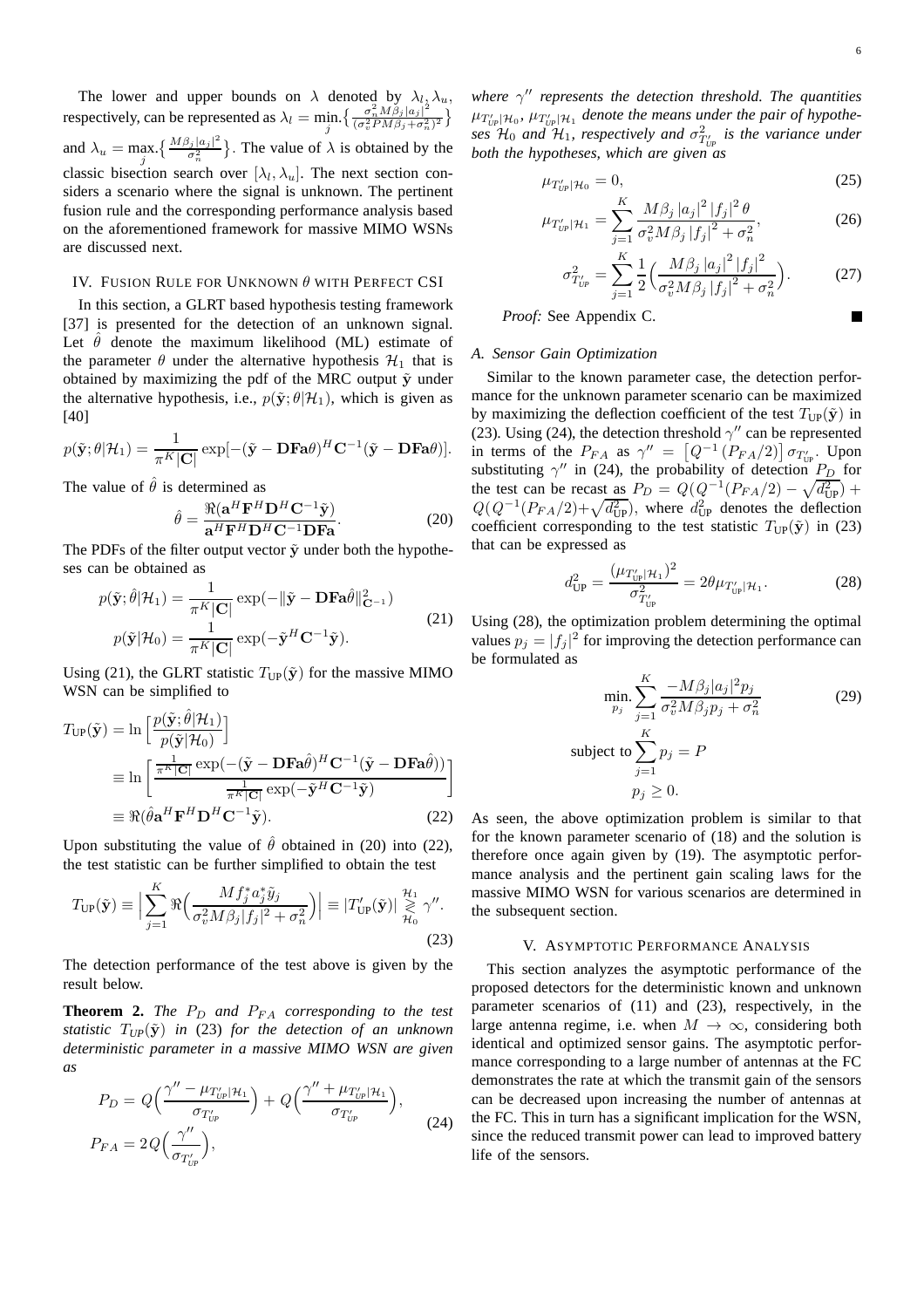The lower and upper bounds on $\lambda$ denoted by $\lambda_l, \lambda_u$, respectively, can be represented as $\lambda_l = \min_j \left\{ \frac{\sigma_n^2 M \beta_j |a_j|^2}{(\sigma_v^2 P M \beta_j + \sigma_n^2)^2} \right\}$ and $\lambda_u = \max_j \left\{ \frac{M \beta_j |a_j|^2}{\sigma_n^2} \right\}$. The value of $\lambda$ is obtained by the classic bisection search over $[\lambda_l, \lambda_u]$. The next section considers a scenario where the signal is unknown. The pertinent fusion rule and the corresponding performance analysis based on the aforementioned framework for massive MIMO WSNs are discussed next.

## IV. Fusion Rule for Unknown $\theta$ with Perfect CSI

In this section, a GLRT based hypothesis testing framework [37] is presented for the detection of an unknown signal. Let $\hat{\theta}$ denote the maximum likelihood (ML) estimate of the parameter $\theta$ under the alternative hypothesis $\mathcal{H}_1$ that is obtained by maximizing the pdf of the MRC output $\tilde{\mathbf{y}}$ under the alternative hypothesis, i.e., $p(\tilde{\mathbf{y}}; \theta | \mathcal{H}_1)$, which is given as [40]

$$p(\tilde{\mathbf{y}}; \theta | \mathcal{H}_1) = \frac{1}{\pi^K |\mathbf{C}|} \exp[-(\tilde{\mathbf{y}} - \mathbf{DFa}\theta)^H \mathbf{C}^{-1} (\tilde{\mathbf{y}} - \mathbf{DFa}\theta)].$$

The value of $\hat{\theta}$ is determined as

$$\hat{\theta} = \frac{\Re(\mathbf{a}^H \mathbf{F}^H \mathbf{D}^H \mathbf{C}^{-1} \tilde{\mathbf{y}})}{\mathbf{a}^H \mathbf{F}^H \mathbf{D}^H \mathbf{C}^{-1} \mathbf{DFa}}. \tag{20}$$

The PDFs of the filter output vector $\tilde{\mathbf{y}}$ under both the hypotheses can be obtained as

$$\begin{aligned} p(\tilde{\mathbf{y}}; \hat{\theta} | \mathcal{H}_1) &= \frac{1}{\pi^K |\mathbf{C}|} \exp(-\|\tilde{\mathbf{y}} - \mathbf{DFa}\hat{\theta}\|^2_{\mathbf{C}^{-1}}) \\ p(\tilde{\mathbf{y}} | \mathcal{H}_0) &= \frac{1}{\pi^K |\mathbf{C}|} \exp(-\tilde{\mathbf{y}}^H \mathbf{C}^{-1} \tilde{\mathbf{y}}). \end{aligned} \tag{21}$$

Using (21), the GLRT statistic $T_{\text{UP}}(\tilde{\mathbf{y}})$ for the massive MIMO WSN can be simplified to

$$\begin{aligned} T_{\text{UP}}(\tilde{\mathbf{y}}) &= \ln \Big[ \frac{p(\tilde{\mathbf{y}}; \hat{\theta} | \mathcal{H}_1)}{p(\tilde{\mathbf{y}} | \mathcal{H}_0)} \Big] \\ &\equiv \ln \Bigg[ \frac{\frac{1}{\pi^K |\mathbf{C}|} \exp(-(\tilde{\mathbf{y}} - \mathbf{DFa}\hat{\theta})^H \mathbf{C}^{-1} (\tilde{\mathbf{y}} - \mathbf{DFa}\hat{\theta}))}{\frac{1}{\pi^K |\mathbf{C}|} \exp(-\tilde{\mathbf{y}}^H \mathbf{C}^{-1} \tilde{\mathbf{y}})} \Bigg] \\ &\equiv \Re(\hat{\theta} \mathbf{a}^H \mathbf{F}^H \mathbf{D}^H \mathbf{C}^{-1} \tilde{\mathbf{y}}). \end{aligned} \tag{22}$$

Upon substituting the value of $\hat{\theta}$ obtained in (20) into (22), the test statistic can be further simplified to obtain the test

$$T_{\text{UP}}(\tilde{\mathbf{y}}) \equiv \Big| \sum_{j=1}^{K} \Re\Big( \frac{M f_j^* a_j^* \tilde{y}_j}{\sigma_v^2 M \beta_j |f_j|^2 + \sigma_n^2} \Big) \Big| \equiv |T'_{\text{UP}}(\tilde{\mathbf{y}})| \underset{\mathcal{H}_0}{\overset{\mathcal{H}_1}{\gtrless}} \gamma''. \tag{23}$$

The detection performance of the test above is given by the result below.

**Theorem 2.** *The $P_D$ and $P_{FA}$ corresponding to the test statistic $T_{UP}(\tilde{\mathbf{y}})$ in* (23) *for the detection of an unknown deterministic parameter in a massive MIMO WSN are given as*

$$\begin{aligned} P_D &= Q\Big( \frac{\gamma'' - \mu_{T'_{\text{UP}}|\mathcal{H}_1}}{\sigma_{T'_{\text{UP}}}} \Big) + Q\Big( \frac{\gamma'' + \mu_{T'_{\text{UP}}|\mathcal{H}_1}}{\sigma_{T'_{\text{UP}}}} \Big), \\ P_{FA} &= 2Q\Big( \frac{\gamma''}{\sigma_{T'_{\text{UP}}}} \Big), \end{aligned} \tag{24}$$

*where $\gamma''$ represents the detection threshold. The quantities $\mu_{T'_{\text{UP}}|\mathcal{H}_0}$, $\mu_{T'_{\text{UP}}|\mathcal{H}_1}$ denote the means under the pair of hypotheses $\mathcal{H}_0$ and $\mathcal{H}_1$, respectively and $\sigma^2_{T'_{\text{UP}}}$ is the variance under both the hypotheses, which are given as*

$$\mu_{T'_{\text{UP}}|\mathcal{H}_0} = 0, \tag{25}$$

$$\mu_{T'_{\text{UP}}|\mathcal{H}_1} = \sum_{j=1}^{K} \frac{M \beta_j |a_j|^2 |f_j|^2 \theta}{\sigma_v^2 M \beta_j |f_j|^2 + \sigma_n^2}, \tag{26}$$

$$\sigma^2_{T'_{\text{UP}}} = \sum_{j=1}^{K} \frac{1}{2} \Big( \frac{M \beta_j |a_j|^2 |f_j|^2}{\sigma_v^2 M \beta_j |f_j|^2 + \sigma_n^2} \Big). \tag{27}$$

*Proof:* See Appendix C. ∎

### A. Sensor Gain Optimization

Similar to the known parameter case, the detection performance for the unknown parameter scenario can be maximized by maximizing the deflection coefficient of the test $T_{\text{UP}}(\tilde{\mathbf{y}})$ in (23). Using (24), the detection threshold $\gamma''$ can be represented in terms of the $P_{FA}$ as $\gamma'' = \left[ Q^{-1}(P_{FA}/2) \right] \sigma_{T'_{\text{UP}}}$. Upon substituting $\gamma''$ in (24), the probability of detection $P_D$ for the test can be recast as $P_D = Q(Q^{-1}(P_{FA}/2) - \sqrt{d^2_{\text{UP}}}) + Q(Q^{-1}(P_{FA}/2) + \sqrt{d^2_{\text{UP}}})$, where $d^2_{\text{UP}}$ denotes the deflection coefficient corresponding to the test statistic $T_{\text{UP}}(\tilde{\mathbf{y}})$ in (23) that can be expressed as

$$d^2_{\text{UP}} = \frac{(\mu_{T'_{\text{UP}}|\mathcal{H}_1})^2}{\sigma^2_{T'_{\text{UP}}}} = 2\theta \mu_{T'_{\text{UP}}|\mathcal{H}_1}. \tag{28}$$

Using (28), the optimization problem determining the optimal values $p_j = |f_j|^2$ for improving the detection performance can be formulated as

$$\begin{aligned} \min_{p_j} \ & \sum_{j=1}^{K} \frac{-M \beta_j |a_j|^2 p_j}{\sigma_v^2 M \beta_j p_j + \sigma_n^2} \\ \text{subject to} \ & \sum_{j=1}^{K} p_j = P \\ & p_j \geq 0. \end{aligned} \tag{29}$$

As seen, the above optimization problem is similar to that for the known parameter scenario of (18) and the solution is therefore once again given by (19). The asymptotic performance analysis and the pertinent gain scaling laws for the massive MIMO WSN for various scenarios are determined in the subsequent section.

## V. Asymptotic Performance Analysis

This section analyzes the asymptotic performance of the proposed detectors for the deterministic known and unknown parameter scenarios of (11) and (23), respectively, in the large antenna regime, i.e. when $M \to \infty$, considering both identical and optimized sensor gains. The asymptotic performance corresponding to a large number of antennas at the FC demonstrates the rate at which the transmit gain of the sensors can be decreased upon increasing the number of antennas at the FC. This in turn has a significant implication for the WSN, since the reduced transmit power can lead to improved battery life of the sensors.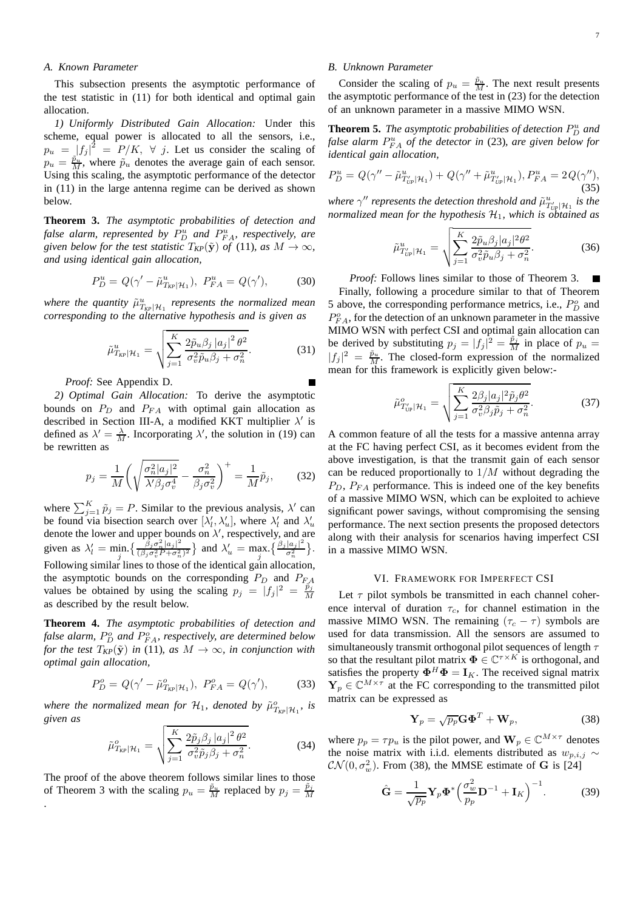### A. Known Parameter

This subsection presents the asymptotic performance of the test statistic in (11) for both identical and optimal gain allocation.

*1) Uniformly Distributed Gain Allocation:* Under this scheme, equal power is allocated to all the sensors, i.e., $p_u = |f_j|^2 = P/K, \ \forall\ j$. Let us consider the scaling of $p_u = \frac{\tilde{p}_u}{M}$, where $\tilde{p}_u$ denotes the average gain of each sensor. Using this scaling, the asymptotic performance of the detector in (11) in the large antenna regime can be derived as shown below.

**Theorem 3.** *The asymptotic probabilities of detection and false alarm, represented by $P_D^u$ and $P_{FA}^u$, respectively, are given below for the test statistic $T_{KP}(\tilde{\mathbf{y}})$ of* (11)*, as $M \to \infty$, and using identical gain allocation,*

$$P_D^u = Q(\gamma' - \tilde{\mu}^u_{T_{KP}|\mathcal{H}_1}),\ P_{FA}^u = Q(\gamma'), \tag{30}$$

*where the quantity $\tilde{\mu}^u_{T_{KP}|\mathcal{H}_1}$ represents the normalized mean corresponding to the alternative hypothesis and is given as*

$$\tilde{\mu}^u_{T_{KP}|\mathcal{H}_1} = \sqrt{\sum_{j=1}^{K} \frac{2\tilde{p}_u \beta_j \left|a_j\right|^2 \theta^2}{\sigma_v^2 \tilde{p}_u \beta_j + \sigma_n^2}}. \tag{31}$$

*Proof:* See Appendix D. ∎

*2) Optimal Gain Allocation:* To derive the asymptotic bounds on $P_D$ and $P_{FA}$ with optimal gain allocation as described in Section III-A, a modified KKT multiplier $\lambda'$ is defined as $\lambda' = \frac{\lambda}{M}$. Incorporating $\lambda'$, the solution in (19) can be rewritten as

$$p_j = \frac{1}{M}\Bigg(\sqrt{\frac{\sigma_n^2 |a_j|^2}{\lambda' \beta_j \sigma_v^4}} - \frac{\sigma_n^2}{\beta_j \sigma_v^2}\Bigg)^+ = \frac{1}{M}\tilde{p}_j, \tag{32}$$

where $\sum_{j=1}^{K}\tilde{p}_j = P$. Similar to the previous analysis, $\lambda'$ can be found via bisection search over $[\lambda'_l, \lambda'_u]$, where $\lambda'_l$ and $\lambda'_u$ denote the lower and upper bounds on $\lambda'$, respectively, and are given as $\lambda'_l = \min\limits_{j}.\big\{\frac{\beta_j \sigma_n^2 |a_j|^2}{(\beta_j \sigma_v^2 P + \sigma_n^2)^2}\big\}$ and $\lambda'_u = \max\limits_{j}.\big\{\frac{\beta_j |a_j|^2}{\sigma_n^2}\big\}$. Following similar lines to those of the identical gain allocation, the asymptotic bounds on the corresponding $P_D$ and $P_{FA}$ values be obtained by using the scaling $p_j = |f_j|^2 = \frac{\tilde{p}_j}{M}$ as described by the result below.

**Theorem 4.** *The asymptotic probabilities of detection and false alarm, $P_D^o$ and $P_{FA}^o$, respectively, are determined below for the test $T_{KP}(\tilde{\mathbf{y}})$ in* (11)*, as $M \to \infty$, in conjunction with optimal gain allocation,*

$$P_D^o = Q(\gamma' - \tilde{\mu}^o_{T_{KP}|\mathcal{H}_1}),\ P_{FA}^o = Q(\gamma'), \tag{33}$$

*where the normalized mean for $\mathcal{H}_1$, denoted by $\tilde{\mu}^o_{T_{KP}|\mathcal{H}_1}$, is given as*

$$\tilde{\mu}^o_{T_{KP}|\mathcal{H}_1} = \sqrt{\sum_{j=1}^{K} \frac{2\tilde{p}_j \beta_j \left|a_j\right|^2 \theta^2}{\sigma_v^2 \tilde{p}_j \beta_j + \sigma_n^2}}. \tag{34}$$

The proof of the above theorem follows similar lines to those of Theorem 3 with the scaling $p_u = \frac{\tilde{p}_u}{M}$ replaced by $p_j = \frac{\tilde{p}_j}{M}$.

### B. Unknown Parameter

Consider the scaling of $p_u = \frac{\tilde{p}_u}{M}$. The next result presents the asymptotic performance of the test in (23) for the detection of an unknown parameter in a massive MIMO WSN.

**Theorem 5.** *The asymptotic probabilities of detection $P_D^u$ and false alarm $P_{FA}^u$ of the detector in* (23)*, are given below for identical gain allocation,*

$$P_D^u = Q(\gamma'' - \tilde{\mu}^u_{T'_{UP}|\mathcal{H}_1}) + Q(\gamma'' + \tilde{\mu}^u_{T'_{UP}|\mathcal{H}_1}), P_{FA}^u = 2Q(\gamma''), \tag{35}$$

*where $\gamma''$ represents the detection threshold and $\tilde{\mu}^u_{T'_{UP}|\mathcal{H}_1}$ is the normalized mean for the hypothesis $\mathcal{H}_1$, which is obtained as*

$$\tilde{\mu}^u_{T'_{UP}|\mathcal{H}_1} = \sqrt{\sum_{j=1}^{K} \frac{2\tilde{p}_u \beta_j |a_j|^2 \theta^2}{\sigma_v^2 \tilde{p}_u \beta_j + \sigma_n^2}}. \tag{36}$$

*Proof:* Follows lines similar to those of Theorem 3. ∎

Finally, following a procedure similar to that of Theorem 5 above, the corresponding performance metrics, i.e., $P_D^o$ and $P_{FA}^o$, for the detection of an unknown parameter in the massive MIMO WSN with perfect CSI and optimal gain allocation can be derived by substituting $p_j = |f_j|^2 = \frac{\tilde{p}_j}{M}$ in place of $p_u = |f_j|^2 = \frac{\tilde{p}_u}{M}$. The closed-form expression of the normalized mean for this framework is explicitly given below:-

$$\tilde{\mu}^o_{T'_{UP}|\mathcal{H}_1} = \sqrt{\sum_{j=1}^{K} \frac{2\beta_j |a_j|^2 \tilde{p}_j \theta^2}{\sigma_v^2 \beta_j \tilde{p}_j + \sigma_n^2}}. \tag{37}$$

A common feature of all the tests for a massive antenna array at the FC having perfect CSI, as it becomes evident from the above investigation, is that the transmit gain of each sensor can be reduced proportionally to $1/M$ without degrading the $P_D$, $P_{FA}$ performance. This is indeed one of the key benefits of a massive MIMO WSN, which can be exploited to achieve significant power savings, without compromising the sensing performance. The next section presents the proposed detectors along with their analysis for scenarios having imperfect CSI in a massive MIMO WSN.

## VI. Framework for Imperfect CSI

Let $\tau$ pilot symbols be transmitted in each channel coherence interval of duration $\tau_c$, for channel estimation in the massive MIMO WSN. The remaining $(\tau_c - \tau)$ symbols are used for data transmission. All the sensors are assumed to simultaneously transmit orthogonal pilot sequences of length $\tau$ so that the resultant pilot matrix $\mathbf{\Phi} \in \mathbb{C}^{\tau \times K}$ is orthogonal, and satisfies the property $\mathbf{\Phi}^H \mathbf{\Phi} = \mathbf{I}_K$. The received signal matrix $\mathbf{Y}_p \in \mathbb{C}^{M \times \tau}$ at the FC corresponding to the transmitted pilot matrix can be expressed as

$$\mathbf{Y}_p = \sqrt{p_p}\mathbf{G}\mathbf{\Phi}^T + \mathbf{W}_p, \tag{38}$$

where $p_p = \tau p_u$ is the pilot power, and $\mathbf{W}_p \in \mathbb{C}^{M \times \tau}$ denotes the noise matrix with i.i.d. elements distributed as $w_{p,i,j} \sim \mathcal{CN}(0, \sigma_w^2)$. From (38), the MMSE estimate of $\mathbf{G}$ is [24]

$$\hat{\mathbf{G}} = \frac{1}{\sqrt{p_p}}\mathbf{Y}_p \mathbf{\Phi}^* \Big(\frac{\sigma_w^2}{p_p}\mathbf{D}^{-1} + \mathbf{I}_K\Big)^{-1}. \tag{39}$$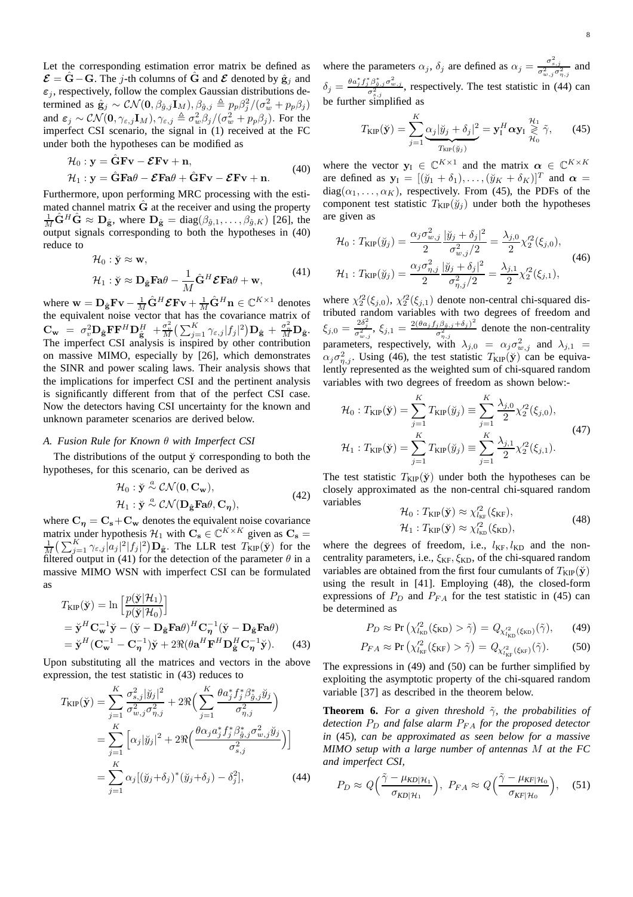Let the corresponding estimation error matrix be defined as $\boldsymbol{\mathcal{E}} = \hat{\mathbf{G}} - \mathbf{G}$. The $j$-th columns of $\hat{\mathbf{G}}$ and $\boldsymbol{\mathcal{E}}$ denoted by $\hat{\mathbf{g}}_j$ and $\boldsymbol{\varepsilon}_j$, respectively, follow the complex Gaussian distributions determined as $\hat{\mathbf{g}}_j \sim \mathcal{CN}(\mathbf{0}, \beta_{\hat{g},j}\mathbf{I}_M), \beta_{\hat{g},j} \triangleq p_p\beta_j^2/(\sigma_w^2 + p_p\beta_j)$ and $\boldsymbol{\varepsilon}_j \sim \mathcal{CN}(\mathbf{0}, \gamma_{\varepsilon,j}\mathbf{I}_M), \gamma_{\varepsilon,j} \triangleq \sigma_w^2\beta_j/(\sigma_w^2 + p_p\beta_j)$. For the imperfect CSI scenario, the signal in (1) received at the FC under both the hypotheses can be modified as

$$
\begin{aligned}
&\mathcal{H}_0 : \mathbf{y} = \hat{\mathbf{G}}\mathbf{F}\mathbf{v} - \boldsymbol{\mathcal{E}}\mathbf{F}\mathbf{v} + \mathbf{n}, \\
&\mathcal{H}_1 : \mathbf{y} = \hat{\mathbf{G}}\mathbf{F}\mathbf{a}\theta - \boldsymbol{\mathcal{E}}\mathbf{F}\mathbf{a}\theta + \hat{\mathbf{G}}\mathbf{F}\mathbf{v} - \boldsymbol{\mathcal{E}}\mathbf{F}\mathbf{v} + \mathbf{n}.
\end{aligned} \tag{40}
$$

Furthermore, upon performing MRC processing with the estimated channel matrix $\hat{\mathbf{G}}$ at the receiver and using the property $\frac{1}{M}\hat{\mathbf{G}}^H\hat{\mathbf{G}} \approx \mathbf{D}_{\hat{\mathbf{g}}}$, where $\mathbf{D}_{\hat{\mathbf{g}}} = \text{diag}(\beta_{\hat{g},1}, \ldots, \beta_{\hat{g},K})$ [26], the output signals corresponding to both the hypotheses in (40) reduce to

$$
\begin{aligned}
&\mathcal{H}_0 : \check{\mathbf{y}} \approx \mathbf{w}, \\
&\mathcal{H}_1 : \check{\mathbf{y}} \approx \mathbf{D}_{\hat{\mathbf{g}}}\mathbf{F}\mathbf{a}\theta - \frac{1}{M}\hat{\mathbf{G}}^H\boldsymbol{\mathcal{E}}\mathbf{F}\mathbf{a}\theta + \mathbf{w},
\end{aligned} \tag{41}
$$

where $\mathbf{w} = \mathbf{D}_{\hat{\mathbf{g}}}\mathbf{F}\mathbf{v} - \frac{1}{M}\hat{\mathbf{G}}^H\boldsymbol{\mathcal{E}}\mathbf{F}\mathbf{v} + \frac{1}{M}\hat{\mathbf{G}}^H\mathbf{n} \in \mathbb{C}^{K\times 1}$ denotes the equivalent noise vector that has the covariance matrix of $\mathbf{C}_{\mathbf{w}} = \sigma_v^2\mathbf{D}_{\hat{\mathbf{g}}}\mathbf{F}\mathbf{F}^H\mathbf{D}_{\hat{\mathbf{g}}}^H + \frac{\sigma_v^2}{M}\big(\sum_{j=1}^K \gamma_{\varepsilon,j}|f_j|^2\big)\mathbf{D}_{\hat{\mathbf{g}}} + \frac{\sigma_n^2}{M}\mathbf{D}_{\hat{\mathbf{g}}}$. The imperfect CSI analysis is inspired by other contribution on massive MIMO, especially by [26], which demonstrates the SINR and power scaling laws. Their analysis shows that the implications for imperfect CSI and the pertinent analysis is significantly different from that of the perfect CSI case. Now the detectors having CSI uncertainty for the known and unknown parameter scenarios are derived below.

### A. Fusion Rule for Known $\theta$ with Imperfect CSI

The distributions of the output $\check{\mathbf{y}}$ corresponding to both the hypotheses, for this scenario, can be derived as

$$
\begin{aligned}
&\mathcal{H}_0 : \check{\mathbf{y}} \overset{a}{\sim} \mathcal{CN}(\mathbf{0}, \mathbf{C}_{\mathbf{w}}), \\
&\mathcal{H}_1 : \check{\mathbf{y}} \overset{a}{\sim} \mathcal{CN}(\mathbf{D}_{\hat{\mathbf{g}}}\mathbf{F}\mathbf{a}\theta, \mathbf{C}_{\boldsymbol{\eta}}),
\end{aligned} \tag{42}
$$

where $\mathbf{C}_{\boldsymbol{\eta}} = \mathbf{C}_{\mathbf{s}} + \mathbf{C}_{\mathbf{w}}$ denotes the equivalent noise covariance matrix under hypothesis $\mathcal{H}_1$ with $\mathbf{C}_{\mathbf{s}} \in \mathbb{C}^{K\times K}$ given as $\mathbf{C}_{\mathbf{s}} = \frac{1}{M}\big(\sum_{j=1}^K \gamma_{\varepsilon,j}|a_j|^2|f_j|^2\big)\mathbf{D}_{\hat{\mathbf{g}}}$. The LLR test $T_{\text{KIP}}(\check{\mathbf{y}})$ for the filtered output in (41) for the detection of the parameter $\theta$ in a massive MIMO WSN with imperfect CSI can be formulated as

$$
\begin{aligned}
T_{\text{KIP}}(\check{\mathbf{y}}) &= \ln\Big[\frac{p(\check{\mathbf{y}}|\mathcal{H}_1)}{p(\check{\mathbf{y}}|\mathcal{H}_0)}\Big] \\
&= \check{\mathbf{y}}^H\mathbf{C}_{\mathbf{w}}^{-1}\check{\mathbf{y}} - (\check{\mathbf{y}} - \mathbf{D}_{\hat{\mathbf{g}}}\mathbf{F}\mathbf{a}\theta)^H\mathbf{C}_{\boldsymbol{\eta}}^{-1}(\check{\mathbf{y}} - \mathbf{D}_{\hat{\mathbf{g}}}\mathbf{F}\mathbf{a}\theta) \\
&= \check{\mathbf{y}}^H(\mathbf{C}_{\mathbf{w}}^{-1} - \mathbf{C}_{\boldsymbol{\eta}}^{-1})\check{\mathbf{y}} + 2\Re(\theta\mathbf{a}^H\mathbf{F}^H\mathbf{D}_{\hat{\mathbf{g}}}^H\mathbf{C}_{\boldsymbol{\eta}}^{-1}\check{\mathbf{y}}).
\end{aligned} \tag{43}
$$

Upon substituting all the matrices and vectors in the above expression, the test statistic in (43) reduces to

$$
\begin{aligned}
T_{\text{KIP}}(\check{\mathbf{y}}) &= \sum_{j=1}^K \frac{\sigma_{s,j}^2|\check{y}_j|^2}{\sigma_{w,j}^2\sigma_{\eta,j}^2} + 2\Re\Big(\sum_{j=1}^K \frac{\theta a_j^* f_j^* \beta_{\hat{g},j}^*\check{y}_j}{\sigma_{\eta,j}^2}\Big) \\
&= \sum_{j=1}^K \Big[\alpha_j|\check{y}_j|^2 + 2\Re\Big(\frac{\theta\alpha_j a_j^* f_j^* \beta_{\hat{g},j}^*\sigma_{w,j}^2\check{y}_j}{\sigma_{s,j}^2}\Big)\Big] \\
&= \sum_{j=1}^K \alpha_j[(\check{y}_j+\delta_j)^*(\check{y}_j+\delta_j) - \delta_j^2],
\end{aligned} \tag{44}
$$

where the parameters $\alpha_j$, $\delta_j$ are defined as $\alpha_j = \frac{\sigma_{s,j}^2}{\sigma_{w,j}^2\sigma_{\eta,j}^2}$ and $\delta_j = \frac{\theta a_j^* f_j^* \beta_{\hat{g},j}^*\sigma_{w,j}^2}{\sigma_{s,j}^2}$, respectively. The test statistic in (44) can be further simplified as

$$
T_{\text{KIP}}(\check{\mathbf{y}}) = \sum_{j=1}^K \underbrace{\alpha_j|\check{y}_j + \delta_j|^2}_{T_{\text{KIP}}(\check{y}_j)} = \mathbf{y}_{\text{I}}^H\boldsymbol{\alpha}\mathbf{y}_{\text{I}} \underset{\mathcal{H}_0}{\overset{\mathcal{H}_1}{\gtrless}} \tilde{\gamma}, \tag{45}
$$

where the vector $\mathbf{y}_{\text{I}} \in \mathbb{C}^{K\times 1}$ and the matrix $\boldsymbol{\alpha} \in \mathbb{C}^{K\times K}$ are defined as $\mathbf{y}_{\text{I}} = [(\check{y}_1 + \delta_1), \ldots, (\check{y}_K + \delta_K)]^T$ and $\boldsymbol{\alpha} = \text{diag}(\alpha_1, \ldots, \alpha_K)$, respectively. From (45), the PDFs of the component test statistic $T_{\text{KIP}}(\check{y}_j)$ under both the hypotheses are given as

$$
\begin{aligned}
&\mathcal{H}_0 : T_{\text{KIP}}(\check{y}_j) = \frac{\alpha_j\sigma_{w,j}^2}{2}\frac{|\check{y}_j + \delta_j|^2}{\sigma_{w,j}^2/2} = \frac{\lambda_{j,0}}{2}\chi_2'^2(\xi_{j,0}), \\
&\mathcal{H}_1 : T_{\text{KIP}}(\check{y}_j) = \frac{\alpha_j\sigma_{\eta,j}^2}{2}\frac{|\check{y}_j + \delta_j|^2}{\sigma_{\eta,j}^2/2} = \frac{\lambda_{j,1}}{2}\chi_2'^2(\xi_{j,1}),
\end{aligned} \tag{46}
$$

where $\chi_2'^2(\xi_{j,0})$, $\chi_2'^2(\xi_{j,1})$ denote non-central chi-squared distributed random variables with two degrees of freedom and $\xi_{j,0} = \frac{2\delta_j^2}{\sigma_{w,j}^2}$, $\xi_{j,1} = \frac{2(\theta a_j f_j \beta_{\hat{g},j} + \delta_j)^2}{\sigma_{\eta,j}^2}$ denote the non-centrality parameters, respectively, with $\lambda_{j,0} = \alpha_j\sigma_{w,j}^2$ and $\lambda_{j,1} = \alpha_j\sigma_{\eta,j}^2$. Using (46), the test statistic $T_{\text{KIP}}(\check{\mathbf{y}})$ can be equivalently represented as the weighted sum of chi-squared random variables with two degrees of freedom as shown below:-

$$
\begin{aligned}
&\mathcal{H}_0 : T_{\text{KIP}}(\check{\mathbf{y}}) = \sum_{j=1}^K T_{\text{KIP}}(\check{y}_j) \equiv \sum_{j=1}^K \frac{\lambda_{j,0}}{2}\chi_2'^2(\xi_{j,0}), \\
&\mathcal{H}_1 : T_{\text{KIP}}(\check{\mathbf{y}}) = \sum_{j=1}^K T_{\text{KIP}}(\check{y}_j) \equiv \sum_{j=1}^K \frac{\lambda_{j,1}}{2}\chi_2'^2(\xi_{j,1}).
\end{aligned} \tag{47}
$$

The test statistic $T_{\text{KIP}}(\check{\mathbf{y}})$ under both the hypotheses can be closely approximated as the non-central chi-squared random variables

$$
\begin{aligned}
&\mathcal{H}_0 : T_{\text{KIP}}(\check{\mathbf{y}}) \approx \chi_{l_{\text{KF}}}'^2(\xi_{\text{KF}}), \\
&\mathcal{H}_1 : T_{\text{KIP}}(\check{\mathbf{y}}) \approx \chi_{l_{\text{KD}}}'^2(\xi_{\text{KD}}),
\end{aligned} \tag{48}
$$

where the degrees of freedom, i.e., $l_{\text{KF}}, l_{\text{KD}}$ and the non-centrality parameters, i.e., $\xi_{\text{KF}}, \xi_{\text{KD}}$, of the chi-squared random variables are obtained from the first four cumulants of $T_{\text{KIP}}(\check{\mathbf{y}})$ using the result in [41]. Employing (48), the closed-form expressions of $P_D$ and $P_{FA}$ for the test statistic in (45) can be determined as

$$
P_D \approx \Pr\big(\chi_{l_{\text{KD}}}'^2(\xi_{\text{KD}}) > \tilde{\gamma}\big) = Q_{\chi_{l_{\text{KD}}}'^2(\xi_{\text{KD}})}(\tilde{\gamma}), \tag{49}
$$

$$
P_{FA} \approx \Pr\big(\chi_{l_{\text{KF}}}'^2(\xi_{\text{KF}}) > \tilde{\gamma}\big) = Q_{\chi_{l_{\text{KF}}}'^2(\xi_{\text{KF}})}(\tilde{\gamma}). \tag{50}
$$

The expressions in (49) and (50) can be further simplified by exploiting the asymptotic property of the chi-squared random variable [37] as described in the theorem below.

**Theorem 6.** *For a given threshold $\tilde{\gamma}$, the probabilities of detection $P_D$ and false alarm $P_{FA}$ for the proposed detector in* (45)*, can be approximated as seen below for a massive MIMO setup with a large number of antennas $M$ at the FC and imperfect CSI,*

$$
P_D \approx Q\Big(\frac{\tilde{\gamma} - \mu_{KD|\mathcal{H}_1}}{\sigma_{KD|\mathcal{H}_1}}\Big), \ P_{FA} \approx Q\Big(\frac{\tilde{\gamma} - \mu_{KF|\mathcal{H}_0}}{\sigma_{KF|\mathcal{H}_0}}\Big), \tag{51}
$$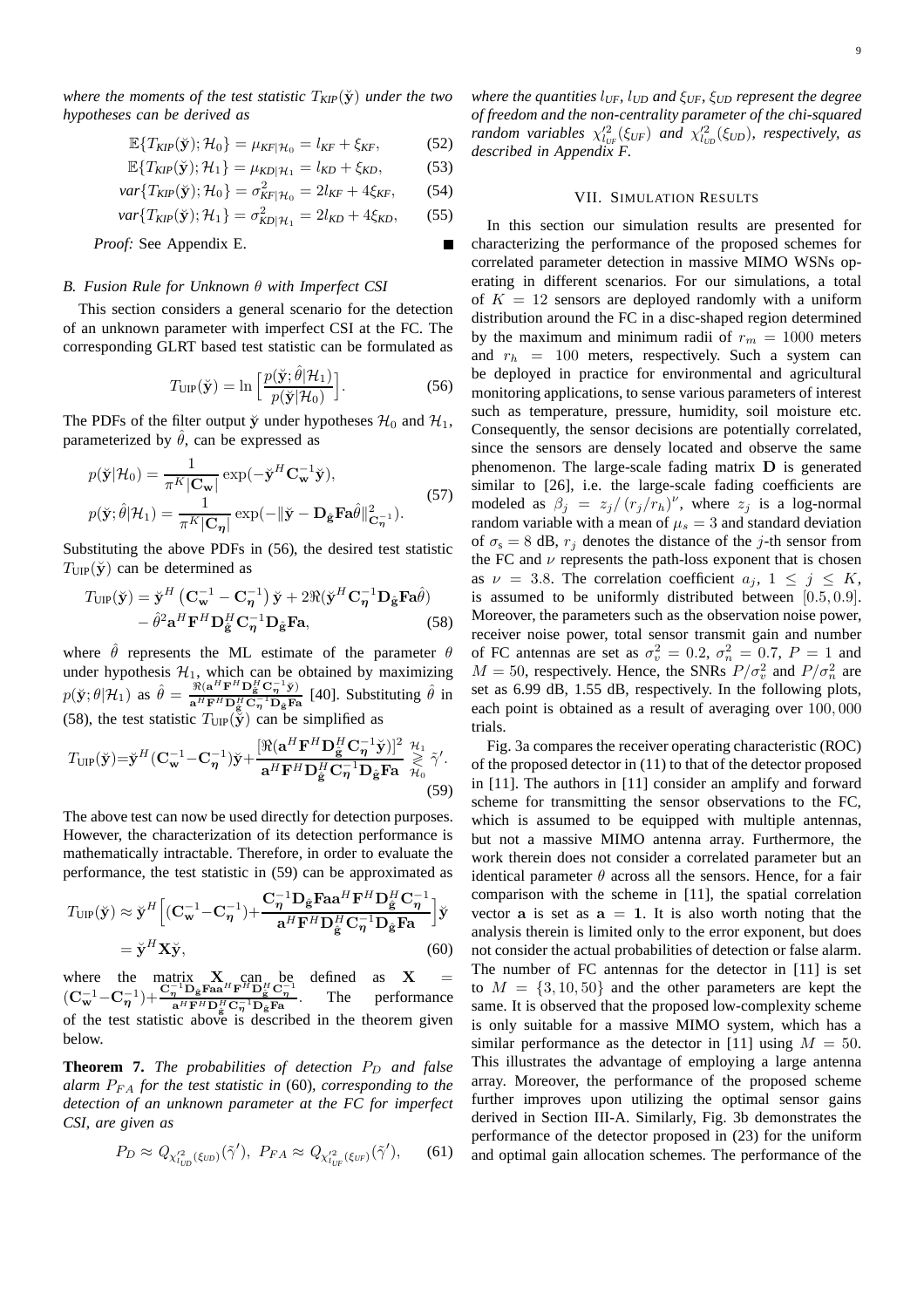*where the moments of the test statistic $T_{KIP}(\check{\mathbf{y}})$ under the two hypotheses can be derived as*

$$\mathbb{E}\{T_{KIP}(\check{\mathbf{y}});\mathcal{H}_0\} = \mu_{KF|\mathcal{H}_0} = l_{KF} + \xi_{KF}, \tag{52}$$

$$\mathbb{E}\{T_{KIP}(\check{\mathbf{y}});\mathcal{H}_1\} = \mu_{KD|\mathcal{H}_1} = l_{KD} + \xi_{KD}, \tag{53}$$

$$var\{T_{KIP}(\check{\mathbf{y}});\mathcal{H}_0\} = \sigma^2_{KF|\mathcal{H}_0} = 2l_{KF} + 4\xi_{KF}, \tag{54}$$

$$var\{T_{KIP}(\check{\mathbf{y}});\mathcal{H}_1\} = \sigma^2_{KD|\mathcal{H}_1} = 2l_{KD} + 4\xi_{KD}, \tag{55}$$

*Proof:* See Appendix E. ∎

### *B. Fusion Rule for Unknown θ with Imperfect CSI*

This section considers a general scenario for the detection of an unknown parameter with imperfect CSI at the FC. The corresponding GLRT based test statistic can be formulated as

$$T_{\text{UIP}}(\check{\mathbf{y}}) = \ln\Big[\frac{p(\check{\mathbf{y}};\hat{\theta}|\mathcal{H}_1)}{p(\check{\mathbf{y}}|\mathcal{H}_0)}\Big]. \tag{56}$$

The PDFs of the filter output $\check{\mathbf{y}}$ under hypotheses $\mathcal{H}_0$ and $\mathcal{H}_1$, parameterized by $\hat{\theta}$, can be expressed as

$$\begin{aligned} p(\check{\mathbf{y}}|\mathcal{H}_0) &= \frac{1}{\pi^K|\mathbf{C_w}|}\exp(-\check{\mathbf{y}}^H\mathbf{C}_\mathbf{w}^{-1}\check{\mathbf{y}}),\\ p(\check{\mathbf{y}};\hat{\theta}|\mathcal{H}_1) &= \frac{1}{\pi^K|\mathbf{C}_{\boldsymbol{\eta}}|}\exp(-\|\check{\mathbf{y}} - \mathbf{D}_{\hat{\mathbf{g}}}\mathbf{Fa}\hat{\theta}\|^2_{\mathbf{C}_{\boldsymbol{\eta}}^{-1}}). \end{aligned} \tag{57}$$

Substituting the above PDFs in (56), the desired test statistic $T_{\text{UIP}}(\check{\mathbf{y}})$ can be determined as

$$\begin{aligned} T_{\text{UIP}}(\check{\mathbf{y}}) &= \check{\mathbf{y}}^H\left(\mathbf{C}_\mathbf{w}^{-1} - \mathbf{C}_{\boldsymbol{\eta}}^{-1}\right)\check{\mathbf{y}} + 2\Re(\check{\mathbf{y}}^H\mathbf{C}_{\boldsymbol{\eta}}^{-1}\mathbf{D}_{\hat{\mathbf{g}}}\mathbf{Fa}\hat{\theta})\\ &\quad - \hat{\theta}^2\mathbf{a}^H\mathbf{F}^H\mathbf{D}_{\hat{\mathbf{g}}}^H\mathbf{C}_{\boldsymbol{\eta}}^{-1}\mathbf{D}_{\hat{\mathbf{g}}}\mathbf{Fa}, \end{aligned} \tag{58}$$

where $\hat{\theta}$ represents the ML estimate of the parameter $\theta$ under hypothesis $\mathcal{H}_1$, which can be obtained by maximizing $p(\check{\mathbf{y}};\theta|\mathcal{H}_1)$ as $\hat{\theta} = \frac{\Re(\mathbf{a}^H\mathbf{F}^H\mathbf{D}_{\hat{\mathbf{g}}}^H\mathbf{C}_{\boldsymbol{\eta}}^{-1}\check{\mathbf{y}})}{\mathbf{a}^H\mathbf{F}^H\mathbf{D}_{\hat{\mathbf{g}}}^H\mathbf{C}_{\boldsymbol{\eta}}^{-1}\mathbf{D}_{\hat{\mathbf{g}}}\mathbf{Fa}}$ [40]. Substituting $\hat{\theta}$ in (58), the test statistic $T_{\text{UIP}}(\check{\mathbf{y}})$ can be simplified as

$$T_{\text{UIP}}(\check{\mathbf{y}}) = \check{\mathbf{y}}^H(\mathbf{C}_\mathbf{w}^{-1} - \mathbf{C}_{\boldsymbol{\eta}}^{-1})\check{\mathbf{y}} + \frac{[\Re(\mathbf{a}^H\mathbf{F}^H\mathbf{D}_{\hat{\mathbf{g}}}^H\mathbf{C}_{\boldsymbol{\eta}}^{-1}\check{\mathbf{y}})]^2}{\mathbf{a}^H\mathbf{F}^H\mathbf{D}_{\hat{\mathbf{g}}}^H\mathbf{C}_{\boldsymbol{\eta}}^{-1}\mathbf{D}_{\hat{\mathbf{g}}}\mathbf{Fa}} \underset{\mathcal{H}_0}{\overset{\mathcal{H}_1}{\gtrless}} \tilde{\gamma}'. \tag{59}$$

The above test can now be used directly for detection purposes. However, the characterization of its detection performance is mathematically intractable. Therefore, in order to evaluate the performance, the test statistic in (59) can be approximated as

$$\begin{aligned} T_{\text{UIP}}(\check{\mathbf{y}}) &\approx \check{\mathbf{y}}^H\Big[(\mathbf{C}_\mathbf{w}^{-1} - \mathbf{C}_{\boldsymbol{\eta}}^{-1}) + \frac{\mathbf{C}_{\boldsymbol{\eta}}^{-1}\mathbf{D}_{\hat{\mathbf{g}}}\mathbf{Faa}^H\mathbf{F}^H\mathbf{D}_{\hat{\mathbf{g}}}^H\mathbf{C}_{\boldsymbol{\eta}}^{-1}}{\mathbf{a}^H\mathbf{F}^H\mathbf{D}_{\hat{\mathbf{g}}}^H\mathbf{C}_{\boldsymbol{\eta}}^{-1}\mathbf{D}_{\hat{\mathbf{g}}}\mathbf{Fa}}\Big]\check{\mathbf{y}}\\ &= \check{\mathbf{y}}^H\mathbf{X}\check{\mathbf{y}}, \end{aligned} \tag{60}$$

where the matrix $\mathbf{X}$ can be defined as $\mathbf{X} = (\mathbf{C}_\mathbf{w}^{-1} - \mathbf{C}_{\boldsymbol{\eta}}^{-1}) + \frac{\mathbf{C}_{\boldsymbol{\eta}}^{-1}\mathbf{D}_{\hat{\mathbf{g}}}\mathbf{Faa}^H\mathbf{F}^H\mathbf{D}_{\hat{\mathbf{g}}}^H\mathbf{C}_{\boldsymbol{\eta}}^{-1}}{\mathbf{a}^H\mathbf{F}^H\mathbf{D}_{\hat{\mathbf{g}}}^H\mathbf{C}_{\boldsymbol{\eta}}^{-1}\mathbf{D}_{\hat{\mathbf{g}}}\mathbf{Fa}}$. The performance of the test statistic above is described in the theorem given below.

**Theorem 7.** *The probabilities of detection $P_D$ and false alarm $P_{FA}$ for the test statistic in* (60)*, corresponding to the detection of an unknown parameter at the FC for imperfect CSI, are given as*

$$P_D \approx Q_{\chi'^2_{l_{UD}}(\xi_{UD})}(\tilde{\gamma}'), \;\; P_{FA} \approx Q_{\chi'^2_{l_{UF}}(\xi_{UF})}(\tilde{\gamma}'), \tag{61}$$

*where the quantities $l_{UF}$, $l_{UD}$ and $\xi_{UF}$, $\xi_{UD}$ represent the degree of freedom and the non-centrality parameter of the chi-squared random variables $\chi'^2_{l_{UF}}(\xi_{UF})$ and $\chi'^2_{l_{UD}}(\xi_{UD})$, respectively, as described in Appendix F.*

## VII. Simulation Results

In this section our simulation results are presented for characterizing the performance of the proposed schemes for correlated parameter detection in massive MIMO WSNs operating in different scenarios. For our simulations, a total of $K = 12$ sensors are deployed randomly with a uniform distribution around the FC in a disc-shaped region determined by the maximum and minimum radii of $r_m = 1000$ meters and $r_h = 100$ meters, respectively. Such a system can be deployed in practice for environmental and agricultural monitoring applications, to sense various parameters of interest such as temperature, pressure, humidity, soil moisture etc. Consequently, the sensor decisions are potentially correlated, since the sensors are densely located and observe the same phenomenon. The large-scale fading matrix $\mathbf{D}$ is generated similar to [26], i.e. the large-scale fading coefficients are modeled as $\beta_j = z_j/\left(r_j/r_h\right)^\nu$, where $z_j$ is a log-normal random variable with a mean of $\mu_s = 3$ and standard deviation of $\sigma_s = 8$ dB, $r_j$ denotes the distance of the $j$-th sensor from the FC and $\nu$ represents the path-loss exponent that is chosen as $\nu = 3.8$. The correlation coefficient $a_j$, $1 \le j \le K$, is assumed to be uniformly distributed between $[0.5, 0.9]$. Moreover, the parameters such as the observation noise power, receiver noise power, total sensor transmit gain and number of FC antennas are set as $\sigma_v^2 = 0.2$, $\sigma_n^2 = 0.7$, $P = 1$ and $M = 50$, respectively. Hence, the SNRs $P/\sigma_v^2$ and $P/\sigma_n^2$ are set as 6.99 dB, 1.55 dB, respectively. In the following plots, each point is obtained as a result of averaging over $100,000$ trials.

Fig. 3a compares the receiver operating characteristic (ROC) of the proposed detector in (11) to that of the detector proposed in [11]. The authors in [11] consider an amplify and forward scheme for transmitting the sensor observations to the FC, which is assumed to be equipped with multiple antennas, but not a massive MIMO antenna array. Furthermore, the work therein does not consider a correlated parameter but an identical parameter $\theta$ across all the sensors. Hence, for a fair comparison with the scheme in [11], the spatial correlation vector $\mathbf{a}$ is set as $\mathbf{a} = \mathbf{1}$. It is also worth noting that the analysis therein is limited only to the error exponent, but does not consider the actual probabilities of detection or false alarm. The number of FC antennas for the detector in [11] is set to $M = \{3, 10, 50\}$ and the other parameters are kept the same. It is observed that the proposed low-complexity scheme is only suitable for a massive MIMO system, which has a similar performance as the detector in [11] using $M = 50$. This illustrates the advantage of employing a large antenna array. Moreover, the performance of the proposed scheme further improves upon utilizing the optimal sensor gains derived in Section III-A. Similarly, Fig. 3b demonstrates the performance of the detector proposed in (23) for the uniform and optimal gain allocation schemes. The performance of the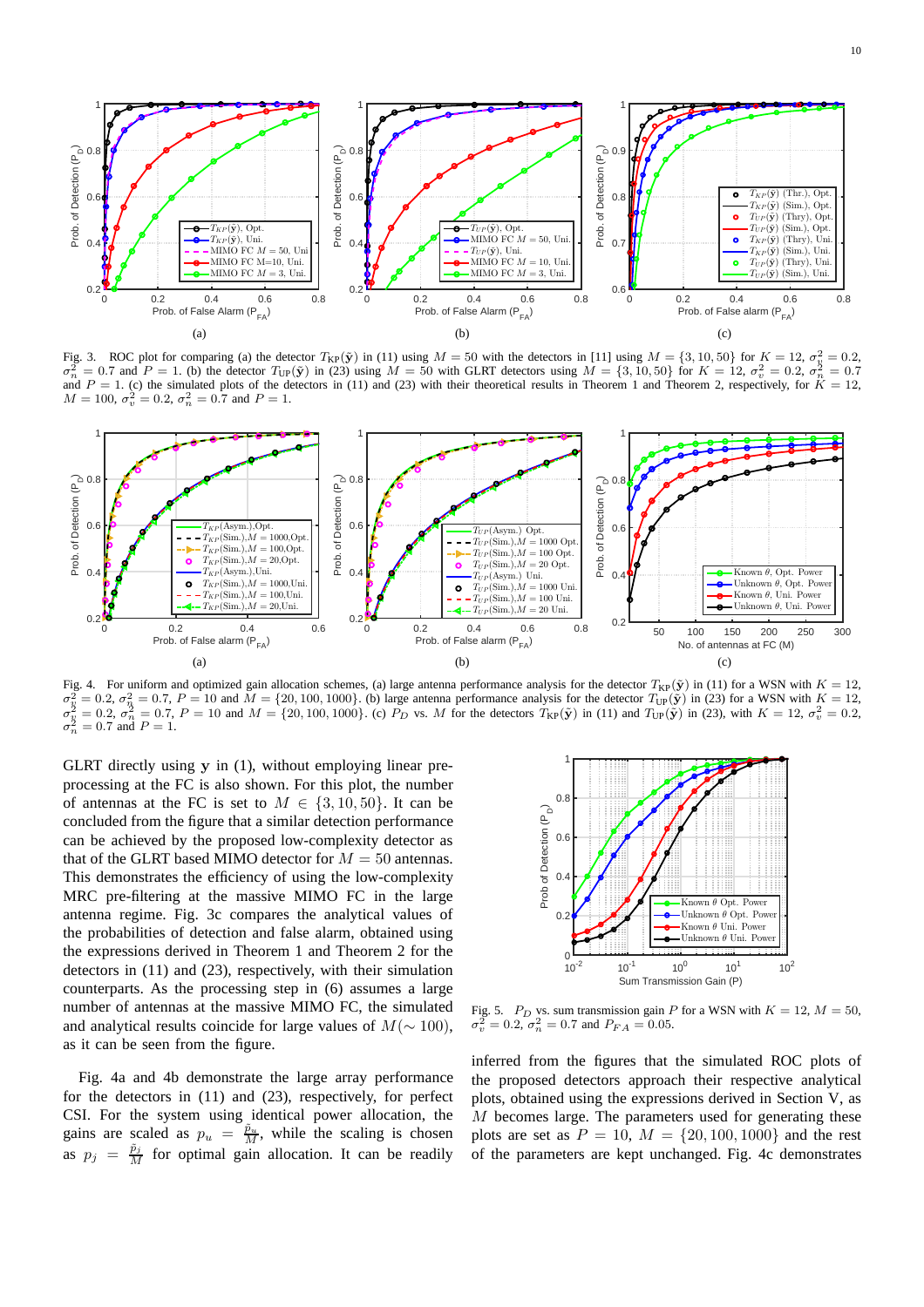Fig. 3. ROC plot for comparing (a) the detector $T_{\mathrm{KP}}(\tilde{\mathbf{y}})$ in (11) using $M = 50$ with the detectors in [11] using $M = \{3, 10, 50\}$ for $K = 12$, $\sigma_\eta^2 = 0.2$, $\sigma_n^2 = 0.7$ and $P = 1$. (b) the detector $T_{\mathrm{UP}}(\tilde{\mathbf{y}})$ in (23) using $M = 50$ with GLRT detectors using $M = \{3, 10, 50\}$ for $K = 12$, $\sigma_\eta^2 = 0.2$, $\sigma_n^2 = 0.7$ and $P = 1$. (c) the simulated plots of the detectors in (11) and (23) with their theoretical results in Theorem 1 and Theorem 2, respectively, for $K = 12$, $M = 100$, $\sigma_v^2 = 0.2$, $\sigma_n^2 = 0.7$ and $P = 1$.

Fig. 4. For uniform and optimized gain allocation schemes, (a) large antenna performance analysis for the detector $T_{\mathrm{KP}}(\tilde{\mathbf{y}})$ in (11) for a WSN with $K = 12$, $\sigma_\eta^2 = 0.2$, $\sigma_n^2 = 0.7$, $P = 10$ and $M = \{20, 100, 1000\}$. (b) large antenna performance analysis for the detector $T_{\mathrm{UP}}(\tilde{\mathbf{y}})$ in (23) for a WSN with $K = 12$, $\sigma_\eta^2 = 0.2$, $\sigma_n^2 = 0.7$, $P = 10$ and $M = \{20, 100, 1000\}$. (c) $P_D$ vs. $M$ for the detectors $T_{\mathrm{KP}}(\tilde{\mathbf{y}})$ in (11) and $T_{\mathrm{UP}}(\tilde{\mathbf{y}})$ in (23), with $K = 12$, $\sigma_v^2 = 0.2$, $\sigma_n^2 = 0.7$ and $P = 1$.

GLRT directly using $\mathbf{y}$ in (1), without employing linear pre-processing at the FC is also shown. For this plot, the number of antennas at the FC is set to $M \in \{3, 10, 50\}$. It can be concluded from the figure that a similar detection performance can be achieved by the proposed low-complexity detector as that of the GLRT based MIMO detector for $M = 50$ antennas. This demonstrates the efficiency of using the low-complexity MRC pre-filtering at the massive MIMO FC in the large antenna regime. Fig. 3c compares the analytical values of the probabilities of detection and false alarm, obtained using the expressions derived in Theorem 1 and Theorem 2 for the detectors in (11) and (23), respectively, with their simulation counterparts. As the processing step in (6) assumes a large number of antennas at the massive MIMO FC, the simulated and analytical results coincide for large values of $M (\sim 100)$, as it can be seen from the figure.

Fig. 4a and 4b demonstrate the large array performance for the detectors in (11) and (23), respectively, for perfect CSI. For the system using identical power allocation, the gains are scaled as $p_u = \frac{\tilde{p}_u}{M}$, while the scaling is chosen as $p_j = \frac{\tilde{p}_j}{M}$ for optimal gain allocation. It can be readily inferred from the figures that the simulated ROC plots of the proposed detectors approach their respective analytical plots, obtained using the expressions derived in Section V, as $M$ becomes large. The parameters used for generating these plots are set as $P = 10$, $M = \{20, 100, 1000\}$ and the rest of the parameters are kept unchanged. Fig. 4c demonstrates

Fig. 5. $P_D$ vs. sum transmission gain $P$ for a WSN with $K = 12$, $M = 50$, $\sigma_v^2 = 0.2$, $\sigma_n^2 = 0.7$ and $P_{FA} = 0.05$.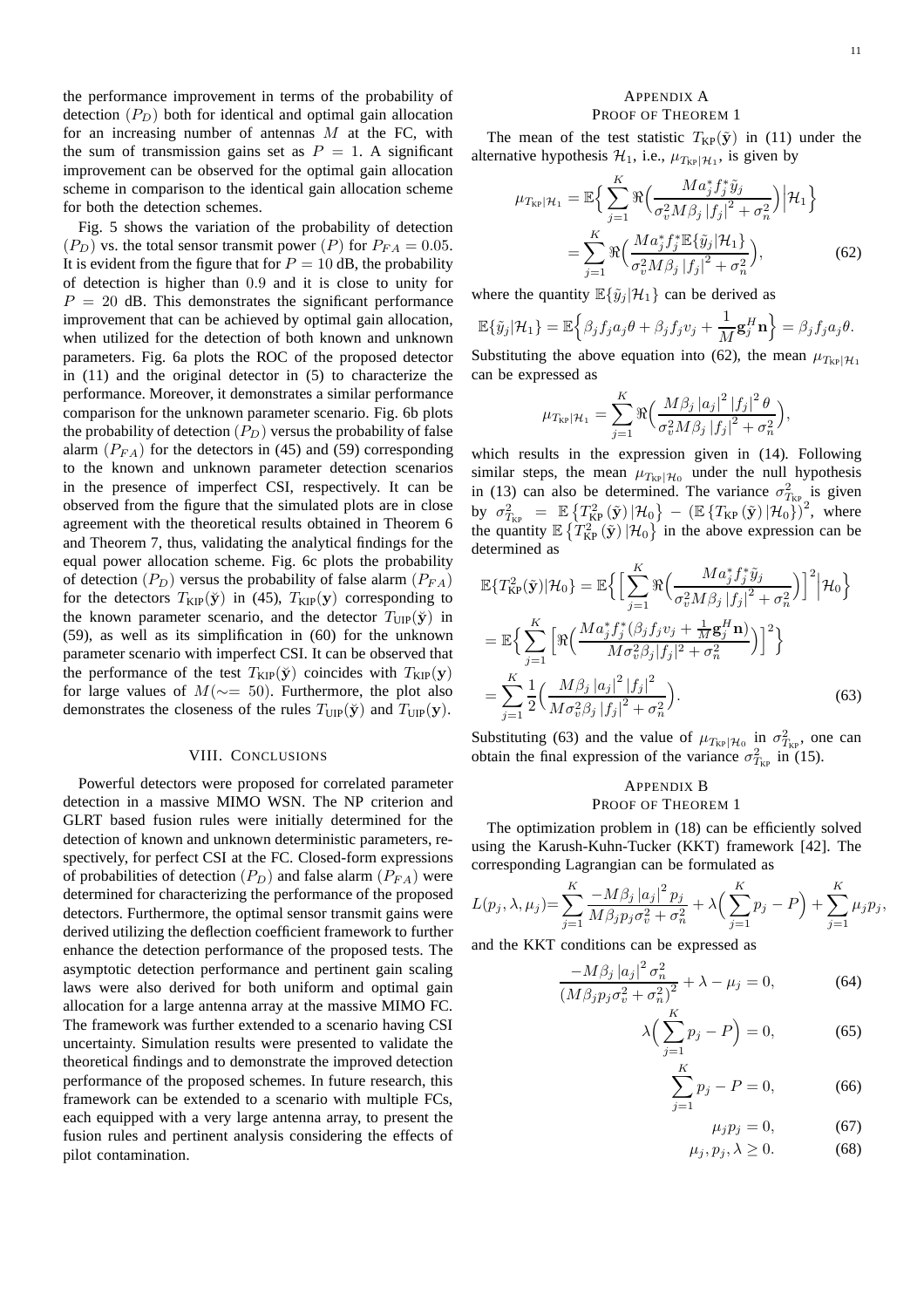the performance improvement in terms of the probability of detection $(P_D)$ both for identical and optimal gain allocation for an increasing number of antennas $M$ at the FC, with the sum of transmission gains set as $P = 1$. A significant improvement can be observed for the optimal gain allocation scheme in comparison to the identical gain allocation scheme for both the detection schemes.

Fig. 5 shows the variation of the probability of detection $(P_D)$ vs. the total sensor transmit power $(P)$ for $P_{FA} = 0.05$. It is evident from the figure that for $P = 10$ dB, the probability of detection is higher than $0.9$ and it is close to unity for $P = 20$ dB. This demonstrates the significant performance improvement that can be achieved by optimal gain allocation, when utilized for the detection of both known and unknown parameters. Fig. 6a plots the ROC of the proposed detector in (11) and the original detector in (5) to characterize the performance. Moreover, it demonstrates a similar performance comparison for the unknown parameter scenario. Fig. 6b plots the probability of detection $(P_D)$ versus the probability of false alarm $(P_{FA})$ for the detectors in (45) and (59) corresponding to the known and unknown parameter detection scenarios in the presence of imperfect CSI, respectively. It can be observed from the figure that the simulated plots are in close agreement with the theoretical results obtained in Theorem 6 and Theorem 7, thus, validating the analytical findings for the equal power allocation scheme. Fig. 6c plots the probability of detection $(P_D)$ versus the probability of false alarm $(P_{FA})$ for the detectors $T_{\text{KIP}}(\check{\mathbf{y}})$ in (45), $T_{\text{KIP}}(\mathbf{y})$ corresponding to the known parameter scenario, and the detector $T_{\text{UIP}}(\check{\mathbf{y}})$ in (59), as well as its simplification in (60) for the unknown parameter scenario with imperfect CSI. It can be observed that the performance of the test $T_{\text{KIP}}(\check{\mathbf{y}})$ coincides with $T_{\text{KIP}}(\mathbf{y})$ for large values of $M(\sim= 50)$. Furthermore, the plot also demonstrates the closeness of the rules $T_{\text{UIP}}(\check{\mathbf{y}})$ and $T_{\text{UIP}}(\mathbf{y})$.

## VIII. Conclusions

Powerful detectors were proposed for correlated parameter detection in a massive MIMO WSN. The NP criterion and GLRT based fusion rules were initially determined for the detection of known and unknown deterministic parameters, respectively, for perfect CSI at the FC. Closed-form expressions of probabilities of detection $(P_D)$ and false alarm $(P_{FA})$ were determined for characterizing the performance of the proposed detectors. Furthermore, the optimal sensor transmit gains were derived utilizing the deflection coefficient framework to further enhance the detection performance of the proposed tests. The asymptotic detection performance and pertinent gain scaling laws were also derived for both uniform and optimal gain allocation for a large antenna array at the massive MIMO FC. The framework was further extended to a scenario having CSI uncertainty. Simulation results were presented to validate the theoretical findings and to demonstrate the improved detection performance of the proposed schemes. In future research, this framework can be extended to a scenario with multiple FCs, each equipped with a very large antenna array, to present the fusion rules and pertinent analysis considering the effects of pilot contamination.

## Appendix A
## Proof of Theorem 1

The mean of the test statistic $T_{\text{KP}}(\tilde{\mathbf{y}})$ in (11) under the alternative hypothesis $\mathcal{H}_1$, i.e., $\mu_{T_{\text{KP}}|\mathcal{H}_1}$, is given by

$$\begin{aligned}\mu_{T_{\text{KP}}|\mathcal{H}_1} &= \mathbb{E}\Big\{\sum_{j=1}^{K}\Re\Big(\frac{Ma_j^* f_j^* \tilde{y}_j}{\sigma_v^2 M\beta_j |f_j|^2 + \sigma_n^2}\Big)\Big|\mathcal{H}_1\Big\} \\ &= \sum_{j=1}^{K}\Re\Big(\frac{Ma_j^* f_j^* \mathbb{E}\{\tilde{y}_j|\mathcal{H}_1\}}{\sigma_v^2 M\beta_j |f_j|^2 + \sigma_n^2}\Big), \end{aligned} \tag{62}$$

where the quantity $\mathbb{E}\{\tilde{y}_j|\mathcal{H}_1\}$ can be derived as

$$\mathbb{E}\{\tilde{y}_j|\mathcal{H}_1\} = \mathbb{E}\Big\{\beta_j f_j a_j \theta + \beta_j f_j v_j + \frac{1}{M}\mathbf{g}_j^H \mathbf{n}\Big\} = \beta_j f_j a_j \theta.$$

Substituting the above equation into (62), the mean $\mu_{T_{\text{KP}}|\mathcal{H}_1}$ can be expressed as

$$\mu_{T_{\text{KP}}|\mathcal{H}_1} = \sum_{j=1}^{K}\Re\Big(\frac{M\beta_j |a_j|^2 |f_j|^2 \theta}{\sigma_v^2 M\beta_j |f_j|^2 + \sigma_n^2}\Big),$$

which results in the expression given in (14). Following similar steps, the mean $\mu_{T_{\text{KP}}|\mathcal{H}_0}$ under the null hypothesis in (13) can also be determined. The variance $\sigma^2_{T_{\text{KP}}}$ is given by $\sigma^2_{T_{\text{KP}}} = \mathbb{E}\left\{T^2_{\text{KP}}(\tilde{\mathbf{y}})|\mathcal{H}_0\right\} - \left(\mathbb{E}\left\{T_{\text{KP}}(\tilde{\mathbf{y}})|\mathcal{H}_0\right\}\right)^2$, where the quantity $\mathbb{E}\left\{T^2_{\text{KP}}(\tilde{\mathbf{y}})|\mathcal{H}_0\right\}$ in the above expression can be determined as

$$\begin{aligned}&\mathbb{E}\{T^2_{\text{KP}}(\tilde{\mathbf{y}})|\mathcal{H}_0\} = \mathbb{E}\Big\{\Big[\sum_{j=1}^{K}\Re\Big(\frac{Ma_j^* f_j^* \tilde{y}_j}{\sigma_v^2 M\beta_j |f_j|^2 + \sigma_n^2}\Big)\Big]^2\Big|\mathcal{H}_0\Big\} \\ &= \mathbb{E}\Big\{\sum_{j=1}^{K}\Big[\Re\Big(\frac{Ma_j^* f_j^* (\beta_j f_j v_j + \frac{1}{M}\mathbf{g}_j^H \mathbf{n})}{M\sigma_v^2 \beta_j |f_j|^2 + \sigma_n^2}\Big)\Big]^2\Big\} \\ &= \sum_{j=1}^{K}\frac{1}{2}\Big(\frac{M\beta_j |a_j|^2 |f_j|^2}{M\sigma_v^2 \beta_j |f_j|^2 + \sigma_n^2}\Big). \end{aligned} \tag{63}$$

Substituting (63) and the value of $\mu_{T_{\text{KP}}|\mathcal{H}_0}$ in $\sigma^2_{T_{\text{KP}}}$, one can obtain the final expression of the variance $\sigma^2_{T_{\text{KP}}}$ in (15).

## Appendix B
## Proof of Theorem 1

The optimization problem in (18) can be efficiently solved using the Karush-Kuhn-Tucker (KKT) framework [42]. The corresponding Lagrangian can be formulated as

$$L(p_j, \lambda, \mu_j) = \sum_{j=1}^{K}\frac{-M\beta_j |a_j|^2 p_j}{M\beta_j p_j \sigma_v^2 + \sigma_n^2} + \lambda\Big(\sum_{j=1}^{K} p_j - P\Big) + \sum_{j=1}^{K}\mu_j p_j,$$

and the KKT conditions can be expressed as

$$\frac{-M\beta_j |a_j|^2 \sigma_n^2}{\left(M\beta_j p_j \sigma_v^2 + \sigma_n^2\right)^2} + \lambda - \mu_j = 0, \tag{64}$$

$$\lambda\Big(\sum_{j=1}^{K} p_j - P\Big) = 0, \tag{65}$$

$$\sum_{j=1}^{K} p_j - P = 0, \tag{66}$$

$$\mu_j p_j = 0, \tag{67}$$

$$\mu_j, p_j, \lambda \geq 0. \tag{68}$$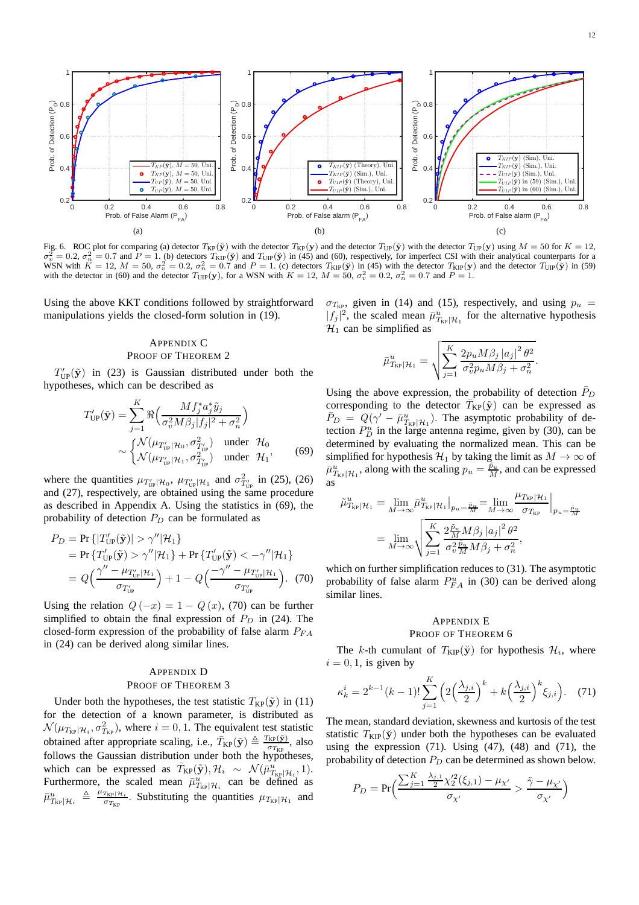Fig. 6. ROC plot for comparing (a) detector $T_{\text{KP}}(\tilde{\mathbf{y}})$ with the detector $T_{\text{KP}}(\mathbf{y})$ and the detector $T_{\text{UP}}(\tilde{\mathbf{y}})$ with the detector $T_{\text{UP}}(\mathbf{y})$ using $M = 50$ for $K = 12$, $\sigma_v^2 = 0.2$, $\sigma_n^2 = 0.7$ and $P = 1$. (b) detectors $T_{\text{KIP}}(\check{\mathbf{y}})$ and $T_{\text{UIP}}(\check{\mathbf{y}})$ in (45) and (60), respectively, for imperfect CSI with their analytical counterparts for a WSN with $K = 12$, $M = 50$, $\sigma_v^2 = 0.2$, $\sigma_n^2 = 0.7$ and $P = 1$. (c) detectors $T_{\text{KIP}}(\check{\mathbf{y}})$ in (45) with the detector $T_{\text{KIP}}(\mathbf{y})$ and the detector $T_{\text{UIP}}(\check{\mathbf{y}})$ in (59) with the detector in (60) and the detector $T_{\text{UIP}}(\mathbf{y})$, for a WSN with $K = 12$, $M = 50$, $\sigma_v^2 = 0.2$, $\sigma_n^2 = 0.7$ and $P = 1$.

Using the above KKT conditions followed by straightforward manipulations yields the closed-form solution in (19).

## Appendix C
## Proof of Theorem 2

$T'_{\text{UP}}(\tilde{\mathbf{y}})$ in (23) is Gaussian distributed under both the hypotheses, which can be described as

$$T'_{\text{UP}}(\tilde{\mathbf{y}}) = \sum_{j=1}^{K} \Re\Big(\frac{M f_j^* a_j^* \tilde{y}_j}{\sigma_v^2 M \beta_j |f_j|^2 + \sigma_n^2}\Big) \sim \begin{cases} \mathcal{N}(\mu_{T'_{\text{UP}}|\mathcal{H}_0}, \sigma^2_{T'_{\text{UP}}}) & \text{under } \mathcal{H}_0 \\ \mathcal{N}(\mu_{T'_{\text{UP}}|\mathcal{H}_1}, \sigma^2_{T'_{\text{UP}}}) & \text{under } \mathcal{H}_1 \end{cases}, \quad (69)$$

where the quantities $\mu_{T'_{\text{UP}}|\mathcal{H}_0}$, $\mu_{T'_{\text{UP}}|\mathcal{H}_1}$ and $\sigma^2_{T'_{\text{UP}}}$ in (25), (26) and (27), respectively, are obtained using the same procedure as described in Appendix A. Using the statistics in (69), the probability of detection $P_D$ can be formulated as

$$\begin{aligned} P_D &= \Pr\{|T'_{\text{UP}}(\tilde{\mathbf{y}})| > \gamma''|\mathcal{H}_1\} \\ &= \Pr\{T'_{\text{UP}}(\tilde{\mathbf{y}}) > \gamma''|\mathcal{H}_1\} + \Pr\{T'_{\text{UP}}(\tilde{\mathbf{y}}) < -\gamma''|\mathcal{H}_1\} \\ &= Q\Big(\frac{\gamma'' - \mu_{T'_{\text{UP}}|\mathcal{H}_1}}{\sigma_{T'_{\text{UP}}}}\Big) + 1 - Q\Big(\frac{-\gamma'' - \mu_{T'_{\text{UP}}|\mathcal{H}_1}}{\sigma_{T'_{\text{UP}}}}\Big). \quad (70) \end{aligned}$$

Using the relation $Q(-x) = 1 - Q(x)$, (70) can be further simplified to obtain the final expression of $P_D$ in (24). The closed-form expression of the probability of false alarm $P_{FA}$ in (24) can be derived along similar lines.

## Appendix D
## Proof of Theorem 3

Under both the hypotheses, the test statistic $T_{\text{KP}}(\tilde{\mathbf{y}})$ in (11) for the detection of a known parameter, is distributed as $\mathcal{N}(\mu_{T_{\text{KP}}|\mathcal{H}_i}, \sigma^2_{T_{\text{KP}}})$, where $i = 0, 1$. The equivalent test statistic obtained after appropriate scaling, i.e., $\bar{T}_{\text{KP}}(\tilde{\mathbf{y}}) \triangleq \frac{T_{\text{KP}}(\tilde{\mathbf{y}})}{\sigma_{T_{\text{KP}}}}$, also follows the Gaussian distribution under both the hypotheses, which can be expressed as $\bar{T}_{\text{KP}}(\tilde{\mathbf{y}}), \mathcal{H}_i \sim \mathcal{N}(\bar{\mu}^u_{T_{\text{KP}}|\mathcal{H}_i}, 1)$. Furthermore, the scaled mean $\bar{\mu}^u_{T_{\text{KP}}|\mathcal{H}_i}$ can be defined as $\bar{\mu}^u_{T_{\text{KP}}|\mathcal{H}_i} \triangleq \frac{\mu_{T_{\text{KP}}|\mathcal{H}_i}}{\sigma_{T_{\text{KP}}}}$. Substituting the quantities $\mu_{T_{\text{KP}}|\mathcal{H}_1}$ and $\sigma_{T_{\text{KP}}}$, given in (14) and (15), respectively, and using $p_u = |f_j|^2$, the scaled mean $\bar{\mu}^u_{T_{\text{KP}}|\mathcal{H}_1}$ for the alternative hypothesis $\mathcal{H}_1$ can be simplified as

$$\bar{\mu}^u_{T_{\text{KP}}|\mathcal{H}_1} = \sqrt{\sum_{j=1}^{K} \frac{2p_u M \beta_j |a_j|^2 \theta^2}{\sigma_v^2 p_u M \beta_j + \sigma_n^2}}.$$

Using the above expression, the probability of detection $\bar{P}_D$ corresponding to the detector $\bar{T}_{\text{KP}}(\tilde{\mathbf{y}})$ can be expressed as $\bar{P}_D = Q(\gamma' - \bar{\mu}^u_{T_{\text{KP}}|\mathcal{H}_1})$. The asymptotic probability of detection $P_D^u$ in the large antenna regime, given by (30), can be determined by evaluating the normalized mean. This can be simplified for hypothesis $\mathcal{H}_1$ by taking the limit as $M \to \infty$ of $\bar{\mu}^u_{T_{\text{KP}}|\mathcal{H}_1}$, along with the scaling $p_u = \frac{\tilde{p}_u}{M}$, and can be expressed as

$$\begin{aligned} \tilde{\mu}^u_{T_{\text{KP}}|\mathcal{H}_1} &= \lim_{M\to\infty} \bar{\mu}^u_{T_{\text{KP}}|\mathcal{H}_1}\Big|_{p_u = \frac{\tilde{p}_u}{M}} = \lim_{M\to\infty} \frac{\mu_{T_{\text{KP}}|\mathcal{H}_1}}{\sigma_{T_{\text{KP}}}}\Big|_{p_u = \frac{\tilde{p}_u}{M}} \\ &= \lim_{M\to\infty} \sqrt{\sum_{j=1}^{K} \frac{2\frac{\tilde{p}_u}{M} M \beta_j |a_j|^2 \theta^2}{\sigma_v^2 \frac{\tilde{p}_u}{M} M \beta_j + \sigma_n^2}}, \end{aligned}$$

which on further simplification reduces to (31). The asymptotic probability of false alarm $P^u_{FA}$ in (30) can be derived along similar lines.

## Appendix E
## Proof of Theorem 6

The $k$-th cumulant of $T_{\text{KIP}}(\check{\mathbf{y}})$ for hypothesis $\mathcal{H}_i$, where $i = 0, 1$, is given by

$$\kappa_k^i = 2^{k-1}(k-1)! \sum_{j=1}^{K} \Big(2\Big(\frac{\lambda_{j,i}}{2}\Big)^k + k\Big(\frac{\lambda_{j,i}}{2}\Big)^k \xi_{j,i}\Big). \quad (71)$$

The mean, standard deviation, skewness and kurtosis of the test statistic $T_{\text{KIP}}(\check{\mathbf{y}})$ under both the hypotheses can be evaluated using the expression (71). Using (47), (48) and (71), the probability of detection $P_D$ can be determined as shown below.

$$P_D = \Pr\Big(\frac{\sum_{j=1}^{K} \frac{\lambda_{j,1}}{2} \chi_2'^2(\xi_{j,1}) - \mu_{\chi'}}{\sigma_{\chi'}} > \frac{\tilde{\gamma} - \mu_{\chi'}}{\sigma_{\chi'}}\Big)$$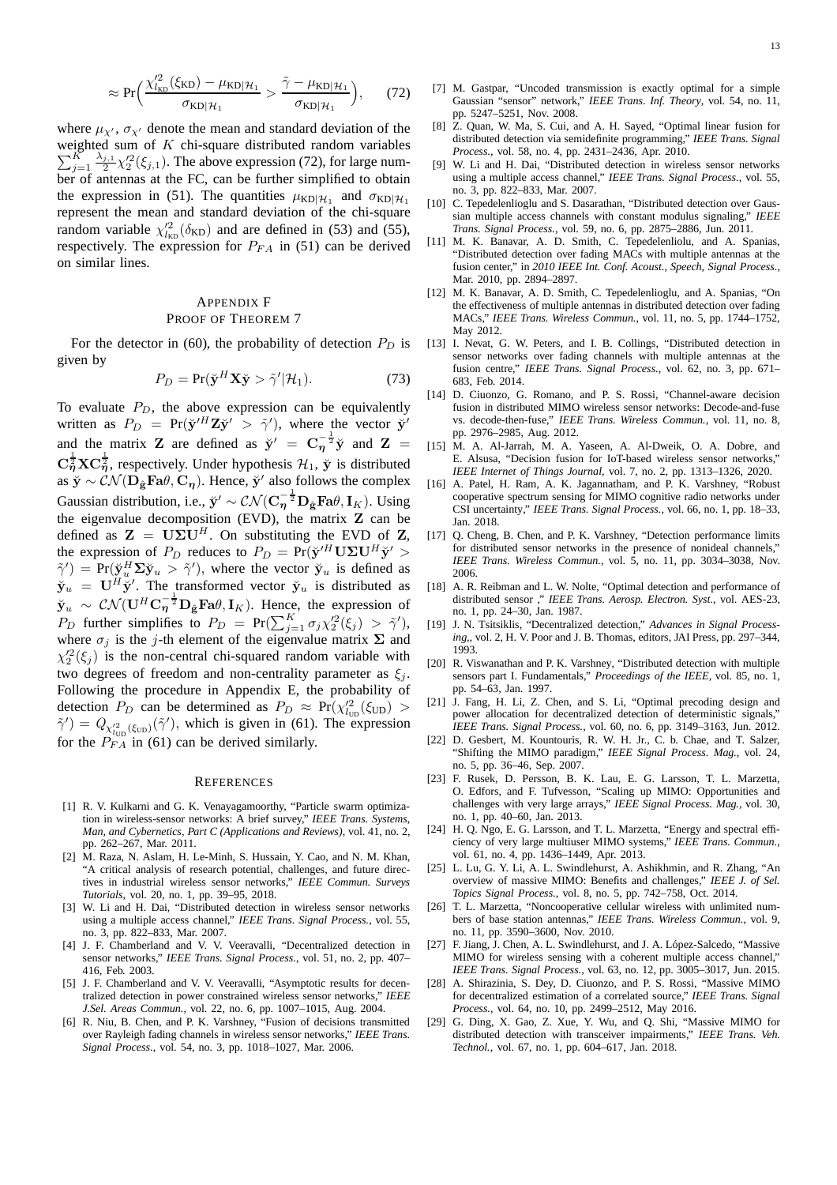$$\approx \Pr\Big(\frac{\chi'^2_{l_{\text{KD}}}(\xi_{\text{KD}}) - \mu_{\text{KD}|\mathcal{H}_1}}{\sigma_{\text{KD}|\mathcal{H}_1}} > \frac{\tilde{\gamma} - \mu_{\text{KD}|\mathcal{H}_1}}{\sigma_{\text{KD}|\mathcal{H}_1}}\Big), \quad (72)$$

where $\mu_{\chi'}$, $\sigma_{\chi'}$ denote the mean and standard deviation of the weighted sum of $K$ chi-square distributed random variables $\sum_{j=1}^{K} \frac{\lambda_{j,1}}{2}\chi'^2_2(\xi_{j,1})$. The above expression (72), for large number of antennas at the FC, can be further simplified to obtain the expression in (51). The quantities $\mu_{\text{KD}|\mathcal{H}_1}$ and $\sigma_{\text{KD}|\mathcal{H}_1}$ represent the mean and standard deviation of the chi-square random variable $\chi'^2_{l_{\text{KD}}}(\delta_{\text{KD}})$ and are defined in (53) and (55), respectively. The expression for $P_{FA}$ in (51) can be derived on similar lines.

## APPENDIX F
## PROOF OF THEOREM 7

For the detector in (60), the probability of detection $P_D$ is given by

$$P_D = \Pr(\check{\mathbf{y}}^H \mathbf{X} \check{\mathbf{y}} > \tilde{\gamma}' | \mathcal{H}_1). \quad (73)$$

To evaluate $P_D$, the above expression can be equivalently written as $P_D = \Pr(\check{\mathbf{y}}'^H \mathbf{Z} \check{\mathbf{y}}' > \tilde{\gamma}')$, where the vector $\check{\mathbf{y}}'$ and the matrix $\mathbf{Z}$ are defined as $\check{\mathbf{y}}' = \mathbf{C}_{\boldsymbol{\eta}}^{-\frac{1}{2}} \check{\mathbf{y}}$ and $\mathbf{Z} = \mathbf{C}_{\boldsymbol{\eta}}^{\frac{1}{2}} \mathbf{X} \mathbf{C}_{\boldsymbol{\eta}}^{\frac{1}{2}}$, respectively. Under hypothesis $\mathcal{H}_1$, $\check{\mathbf{y}}$ is distributed as $\check{\mathbf{y}} \sim \mathcal{CN}(\mathbf{D}_{\hat{\mathbf{g}}} \mathbf{F} \mathbf{a} \theta, \mathbf{C}_{\boldsymbol{\eta}})$. Hence, $\check{\mathbf{y}}'$ also follows the complex Gaussian distribution, i.e., $\check{\mathbf{y}}' \sim \mathcal{CN}(\mathbf{C}_{\boldsymbol{\eta}}^{-\frac{1}{2}} \mathbf{D}_{\hat{\mathbf{g}}} \mathbf{F} \mathbf{a} \theta, \mathbf{I}_K)$. Using the eigenvalue decomposition (EVD), the matrix $\mathbf{Z}$ can be defined as $\mathbf{Z} = \mathbf{U} \boldsymbol{\Sigma} \mathbf{U}^H$. On substituting the EVD of $\mathbf{Z}$, the expression of $P_D$ reduces to $P_D = \Pr(\check{\mathbf{y}}'^H \mathbf{U} \boldsymbol{\Sigma} \mathbf{U}^H \check{\mathbf{y}}' > \tilde{\gamma}') = \Pr(\check{\mathbf{y}}_u^H \boldsymbol{\Sigma} \check{\mathbf{y}}_u > \tilde{\gamma}')$, where the vector $\check{\mathbf{y}}_u$ is defined as $\check{\mathbf{y}}_u = \mathbf{U}^H \check{\mathbf{y}}'$. The transformed vector $\check{\mathbf{y}}_u$ is distributed as $\check{\mathbf{y}}_u \sim \mathcal{CN}(\mathbf{U}^H \mathbf{C}_{\boldsymbol{\eta}}^{-\frac{1}{2}} \mathbf{D}_{\hat{\mathbf{g}}} \mathbf{F} \mathbf{a} \theta, \mathbf{I}_K)$. Hence, the expression of $P_D$ further simplifies to $P_D = \Pr(\sum_{j=1}^{K} \sigma_j \chi'^2_2(\xi_j) > \tilde{\gamma}')$, where $\sigma_j$ is the $j$-th element of the eigenvalue matrix $\boldsymbol{\Sigma}$ and $\chi'^2_2(\xi_j)$ is the non-central chi-squared random variable with two degrees of freedom and non-centrality parameter as $\xi_j$. Following the procedure in Appendix E, the probability of detection $P_D$ can be determined as $P_D \approx \Pr(\chi'^2_{l_{\text{UD}}}(\xi_{\text{UD}}) > \tilde{\gamma}') = Q_{\chi'^2_{l_{\text{UD}}}(\xi_{\text{UD}})}(\tilde{\gamma}')$, which is given in (61). The expression for the $P_{FA}$ in (61) can be derived similarly.

## REFERENCES

[1] R. V. Kulkarni and G. K. Venayagamoorthy, "Particle swarm optimization in wireless-sensor networks: A brief survey," *IEEE Trans. Systems, Man, and Cybernetics, Part C (Applications and Reviews)*, vol. 41, no. 2, pp. 262–267, Mar. 2011.

[2] M. Raza, N. Aslam, H. Le-Minh, S. Hussain, Y. Cao, and N. M. Khan, "A critical analysis of research potential, challenges, and future directives in industrial wireless sensor networks," *IEEE Commun. Surveys Tutorials*, vol. 20, no. 1, pp. 39–95, 2018.

[3] W. Li and H. Dai, "Distributed detection in wireless sensor networks using a multiple access channel," *IEEE Trans. Signal Process.*, vol. 55, no. 3, pp. 822–833, Mar. 2007.

[4] J. F. Chamberland and V. V. Veeravalli, "Decentralized detection in sensor networks," *IEEE Trans. Signal Process.*, vol. 51, no. 2, pp. 407–416, Feb. 2003.

[5] J. F. Chamberland and V. V. Veeravalli, "Asymptotic results for decentralized detection in power constrained wireless sensor networks," *IEEE J.Sel. Areas Commun.*, vol. 22, no. 6, pp. 1007–1015, Aug. 2004.

[6] R. Niu, B. Chen, and P. K. Varshney, "Fusion of decisions transmitted over Rayleigh fading channels in wireless sensor networks," *IEEE Trans. Signal Process.*, vol. 54, no. 3, pp. 1018–1027, Mar. 2006.

[7] M. Gastpar, "Uncoded transmission is exactly optimal for a simple Gaussian "sensor" network," *IEEE Trans. Inf. Theory*, vol. 54, no. 11, pp. 5247–5251, Nov. 2008.

[8] Z. Quan, W. Ma, S. Cui, and A. H. Sayed, "Optimal linear fusion for distributed detection via semidefinite programming," *IEEE Trans. Signal Process.*, vol. 58, no. 4, pp. 2431–2436, Apr. 2010.

[9] W. Li and H. Dai, "Distributed detection in wireless sensor networks using a multiple access channel," *IEEE Trans. Signal Process.*, vol. 55, no. 3, pp. 822–833, Mar. 2007.

[10] C. Tepedelenlioglu and S. Dasarathan, "Distributed detection over Gaussian multiple access channels with constant modulus signaling," *IEEE Trans. Signal Process.*, vol. 59, no. 6, pp. 2875–2886, Jun. 2011.

[11] M. K. Banavar, A. D. Smith, C. Tepedelenliolu, and A. Spanias, "Distributed detection over fading MACs with multiple antennas at the fusion center," in *2010 IEEE Int. Conf. Acoust., Speech, Signal Process.*, Mar. 2010, pp. 2894–2897.

[12] M. K. Banavar, A. D. Smith, C. Tepedelenlioglu, and A. Spanias, "On the effectiveness of multiple antennas in distributed detection over fading MACs," *IEEE Trans. Wireless Commun.*, vol. 11, no. 5, pp. 1744–1752, May 2012.

[13] I. Nevat, G. W. Peters, and I. B. Collings, "Distributed detection in sensor networks over fading channels with multiple antennas at the fusion centre," *IEEE Trans. Signal Process.*, vol. 62, no. 3, pp. 671–683, Feb. 2014.

[14] D. Ciuonzo, G. Romano, and P. S. Rossi, "Channel-aware decision fusion in distributed MIMO wireless sensor networks: Decode-and-fuse vs. decode-then-fuse," *IEEE Trans. Wireless Commun.*, vol. 11, no. 8, pp. 2976–2985, Aug. 2012.

[15] M. A. Al-Jarrah, M. A. Yaseen, A. Al-Dweik, O. A. Dobre, and E. Alsusa, "Decision fusion for IoT-based wireless sensor networks," *IEEE Internet of Things Journal*, vol. 7, no. 2, pp. 1313–1326, 2020.

[16] A. Patel, H. Ram, A. K. Jagannatham, and P. K. Varshney, "Robust cooperative spectrum sensing for MIMO cognitive radio networks under CSI uncertainty," *IEEE Trans. Signal Process.*, vol. 66, no. 1, pp. 18–33, Jan. 2018.

[17] Q. Cheng, B. Chen, and P. K. Varshney, "Detection performance limits for distributed sensor networks in the presence of nonideal channels," *IEEE Trans. Wireless Commun.*, vol. 5, no. 11, pp. 3034–3038, Nov. 2006.

[18] A. R. Reibman and L. W. Nolte, "Optimal detection and performance of distributed sensor ," *IEEE Trans. Aerosp. Electron. Syst.*, vol. AES-23, no. 1, pp. 24–30, Jan. 1987.

[19] J. N. Tsitsiklis, "Decentralized detection," *Advances in Signal Processing,*, vol. 2, H. V. Poor and J. B. Thomas, editors, JAI Press, pp. 297–344, 1993.

[20] R. Viswanathan and P. K. Varshney, "Distributed detection with multiple sensors part I. Fundamentals," *Proceedings of the IEEE*, vol. 85, no. 1, pp. 54–63, Jan. 1997.

[21] J. Fang, H. Li, Z. Chen, and S. Li, "Optimal precoding design and power allocation for decentralized detection of deterministic signals," *IEEE Trans. Signal Process.*, vol. 60, no. 6, pp. 3149–3163, Jun. 2012.

[22] D. Gesbert, M. Kountouris, R. W. H. Jr., C. b. Chae, and T. Salzer, "Shifting the MIMO paradigm," *IEEE Signal Process. Mag.*, vol. 24, no. 5, pp. 36–46, Sep. 2007.

[23] F. Rusek, D. Persson, B. K. Lau, E. G. Larsson, T. L. Marzetta, O. Edfors, and F. Tufvesson, "Scaling up MIMO: Opportunities and challenges with very large arrays," *IEEE Signal Process. Mag.*, vol. 30, no. 1, pp. 40–60, Jan. 2013.

[24] H. Q. Ngo, E. G. Larsson, and T. L. Marzetta, "Energy and spectral efficiency of very large multiuser MIMO systems," *IEEE Trans. Commun.*, vol. 61, no. 4, pp. 1436–1449, Apr. 2013.

[25] L. Lu, G. Y. Li, A. L. Swindlehurst, A. Ashikhmin, and R. Zhang, "An overview of massive MIMO: Benefits and challenges," *IEEE J. of Sel. Topics Signal Process.*, vol. 8, no. 5, pp. 742–758, Oct. 2014.

[26] T. L. Marzetta, "Noncooperative cellular wireless with unlimited numbers of base station antennas," *IEEE Trans. Wireless Commun.*, vol. 9, no. 11, pp. 3590–3600, Nov. 2010.

[27] F. Jiang, J. Chen, A. L. Swindlehurst, and J. A. López-Salcedo, "Massive MIMO for wireless sensing with a coherent multiple access channel," *IEEE Trans. Signal Process.*, vol. 63, no. 12, pp. 3005–3017, Jun. 2015.

[28] A. Shirazinia, S. Dey, D. Ciuonzo, and P. S. Rossi, "Massive MIMO for decentralized estimation of a correlated source," *IEEE Trans. Signal Process.*, vol. 64, no. 10, pp. 2499–2512, May 2016.

[29] G. Ding, X. Gao, Z. Xue, Y. Wu, and Q. Shi, "Massive MIMO for distributed detection with transceiver impairments," *IEEE Trans. Veh. Technol.*, vol. 67, no. 1, pp. 604–617, Jan. 2018.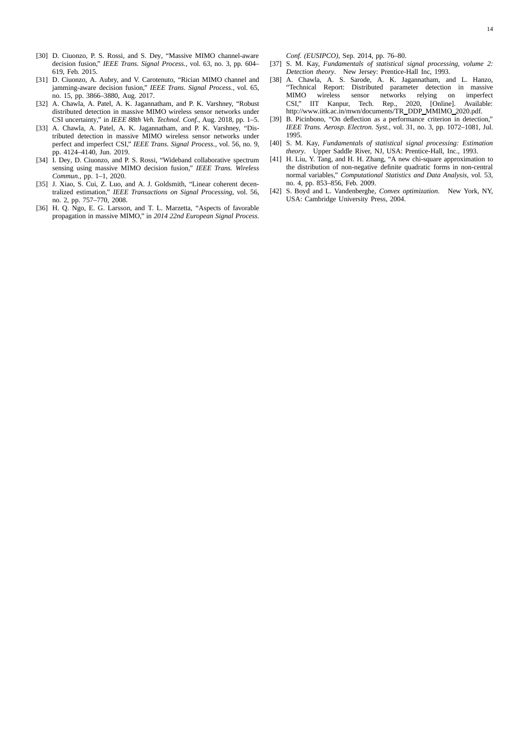[30] D. Ciuonzo, P. S. Rossi, and S. Dey, "Massive MIMO channel-aware decision fusion," *IEEE Trans. Signal Process.*, vol. 63, no. 3, pp. 604–619, Feb. 2015.

[31] D. Ciuonzo, A. Aubry, and V. Carotenuto, "Rician MIMO channel and jamming-aware decision fusion," *IEEE Trans. Signal Process.*, vol. 65, no. 15, pp. 3866–3880, Aug. 2017.

[32] A. Chawla, A. Patel, A. K. Jagannatham, and P. K. Varshney, "Robust distributed detection in massive MIMO wireless sensor networks under CSI uncertainty," in *IEEE 88th Veh. Technol. Conf.*, Aug. 2018, pp. 1–5.

[33] A. Chawla, A. Patel, A. K. Jagannatham, and P. K. Varshney, "Distributed detection in massive MIMO wireless sensor networks under perfect and imperfect CSI," *IEEE Trans. Signal Process.*, vol. 56, no. 9, pp. 4124–4140, Jun. 2019.

[34] I. Dey, D. Ciuonzo, and P. S. Rossi, "Wideband collaborative spectrum sensing using massive MIMO decision fusion," *IEEE Trans. Wireless Commun.*, pp. 1–1, 2020.

[35] J. Xiao, S. Cui, Z. Luo, and A. J. Goldsmith, "Linear coherent decentralized estimation," *IEEE Transactions on Signal Processing*, vol. 56, no. 2, pp. 757–770, 2008.

[36] H. Q. Ngo, E. G. Larsson, and T. L. Marzetta, "Aspects of favorable propagation in massive MIMO," in *2014 22nd European Signal Process. Conf. (EUSIPCO)*, Sep. 2014, pp. 76–80.

[37] S. M. Kay, *Fundamentals of statistical signal processing, volume 2: Detection theory*. New Jersey: Prentice-Hall Inc, 1993.

[38] A. Chawla, A. S. Sarode, A. K. Jagannatham, and L. Hanzo, "Technical Report: Distributed parameter detection in massive MIMO wireless sensor networks relying on imperfect CSI," IIT Kanpur, Tech. Rep., 2020, [Online]. Available: http://www.iitk.ac.in/mwn/documents/TR_DDP_MMIMO_2020.pdf.

[39] B. Picinbono, "On deflection as a performance criterion in detection," *IEEE Trans. Aerosp. Electron. Syst.*, vol. 31, no. 3, pp. 1072–1081, Jul. 1995.

[40] S. M. Kay, *Fundamentals of statistical signal processing: Estimation theory*. Upper Saddle River, NJ, USA: Prentice-Hall, Inc., 1993.

[41] H. Liu, Y. Tang, and H. H. Zhang, "A new chi-square approximation to the distribution of non-negative definite quadratic forms in non-central normal variables," *Computational Statistics and Data Analysis*, vol. 53, no. 4, pp. 853–856, Feb. 2009.

[42] S. Boyd and L. Vandenberghe, *Convex optimization*. New York, NY, USA: Cambridge University Press, 2004.